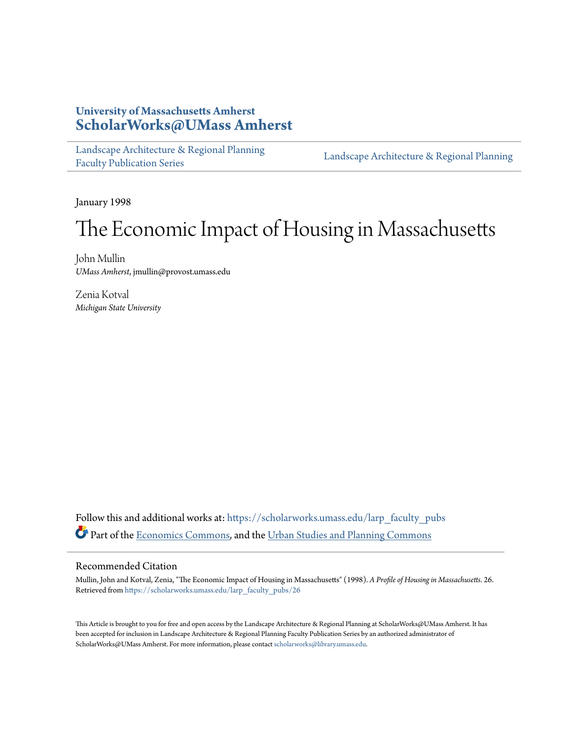# University of Massachusetts Amherst
# ScholarWorks@UMass Amherst

Landscape Architecture & Regional Planning Faculty Publication Series | Landscape Architecture & Regional Planning

January 1998

# The Economic Impact of Housing in Massachusetts

John Mullin
*UMass Amherst*, jmullin@provost.umass.edu

Zenia Kotval
*Michigan State University*

Follow this and additional works at: https://scholarworks.umass.edu/larp_faculty_pubs

Part of the Economics Commons, and the Urban Studies and Planning Commons

## Recommended Citation

Mullin, John and Kotval, Zenia, "The Economic Impact of Housing in Massachusetts" (1998). *A Profile of Housing in Massachusetts*. 26.
Retrieved from https://scholarworks.umass.edu/larp_faculty_pubs/26

This Article is brought to you for free and open access by the Landscape Architecture & Regional Planning at ScholarWorks@UMass Amherst. It has been accepted for inclusion in Landscape Architecture & Regional Planning Faculty Publication Series by an authorized administrator of ScholarWorks@UMass Amherst. For more information, please contact scholarworks@library.umass.edu.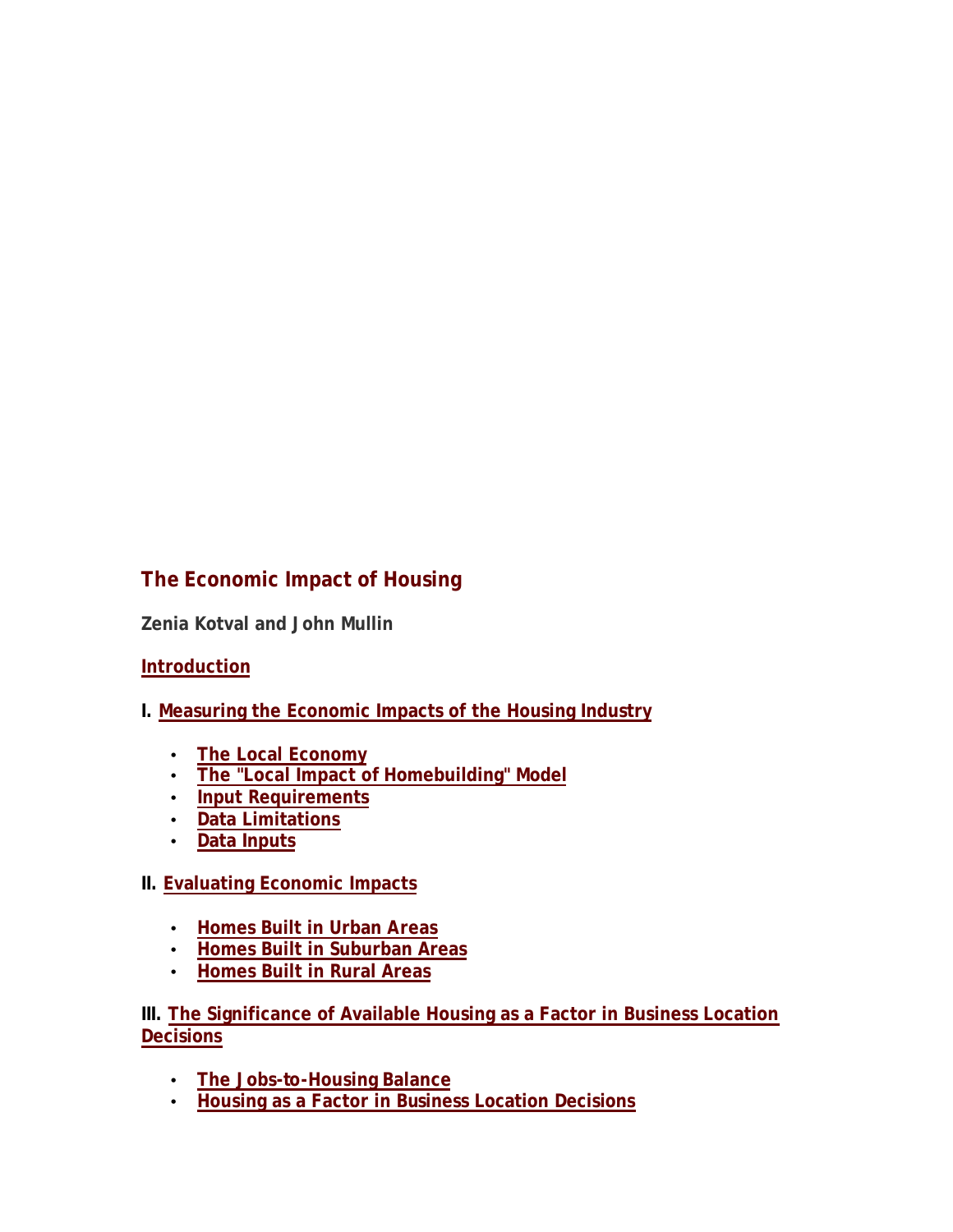# The Economic Impact of Housing

**Zenia Kotval and John Mullin**

**Introduction**

**I. Measuring the Economic Impacts of the Housing Industry**

- **The Local Economy**
- **The "Local Impact of Homebuilding" Model**
- **Input Requirements**
- **Data Limitations**
- **Data Inputs**

**II. Evaluating Economic Impacts**

- **Homes Built in Urban Areas**
- **Homes Built in Suburban Areas**
- **Homes Built in Rural Areas**

**III. The Significance of Available Housing as a Factor in Business Location Decisions**

- **The Jobs-to-Housing Balance**
- **Housing as a Factor in Business Location Decisions**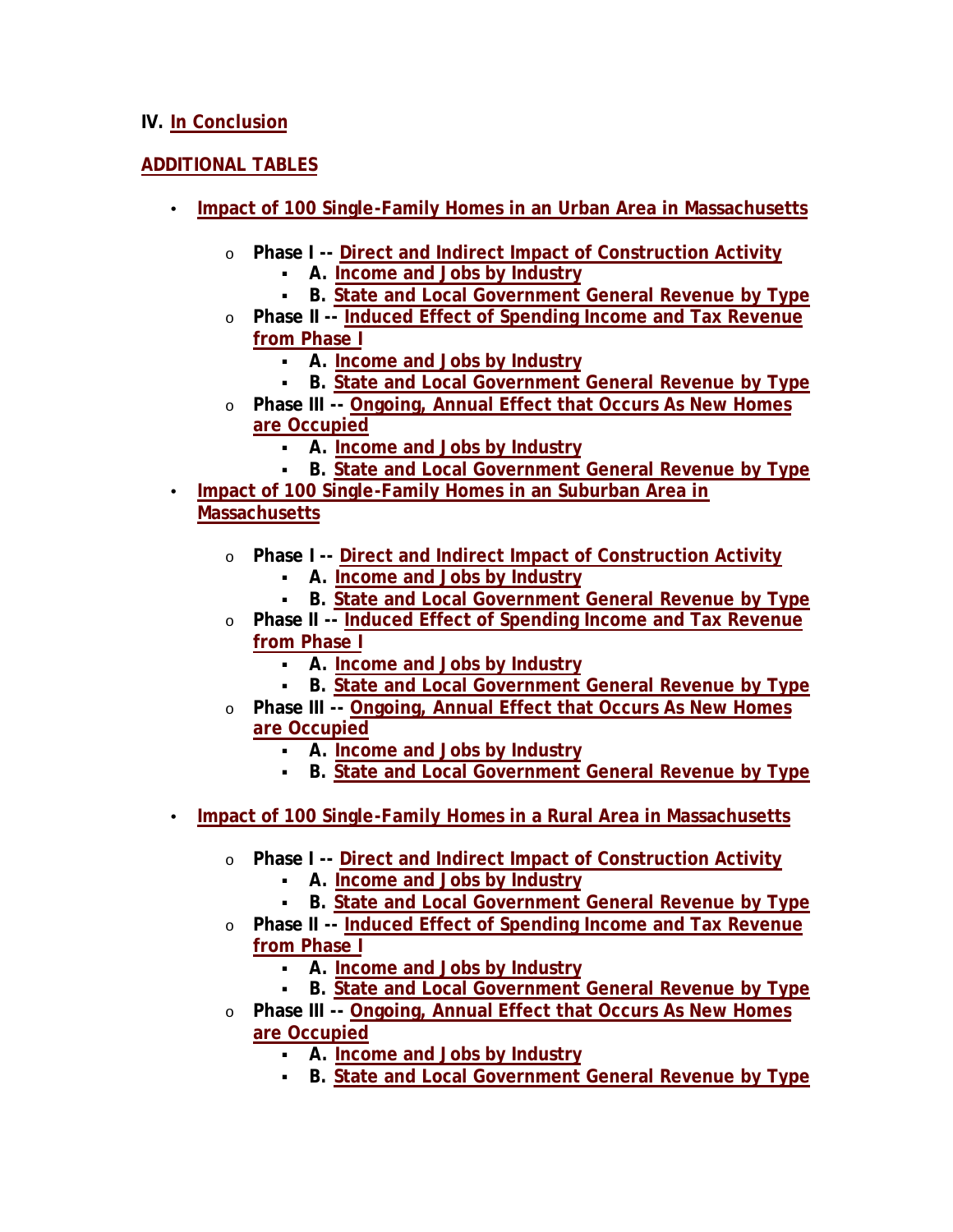**IV. In Conclusion**

**ADDITIONAL TABLES**

- **Impact of 100 Single-Family Homes in an Urban Area in Massachusetts**
  - **Phase I -- Direct and Indirect Impact of Construction Activity**
    - **A. Income and Jobs by Industry**
    - **B. State and Local Government General Revenue by Type**
  - **Phase II -- Induced Effect of Spending Income and Tax Revenue from Phase I**
    - **A. Income and Jobs by Industry**
    - **B. State and Local Government General Revenue by Type**
  - **Phase III -- Ongoing, Annual Effect that Occurs As New Homes are Occupied**
    - **A. Income and Jobs by Industry**
    - **B. State and Local Government General Revenue by Type**
- **Impact of 100 Single-Family Homes in an Suburban Area in Massachusetts**
  - **Phase I -- Direct and Indirect Impact of Construction Activity**
    - **A. Income and Jobs by Industry**
    - **B. State and Local Government General Revenue by Type**
  - **Phase II -- Induced Effect of Spending Income and Tax Revenue from Phase I**
    - **A. Income and Jobs by Industry**
    - **B. State and Local Government General Revenue by Type**
  - **Phase III -- Ongoing, Annual Effect that Occurs As New Homes are Occupied**
    - **A. Income and Jobs by Industry**
    - **B. State and Local Government General Revenue by Type**
- **Impact of 100 Single-Family Homes in a Rural Area in Massachusetts**
  - **Phase I -- Direct and Indirect Impact of Construction Activity**
    - **A. Income and Jobs by Industry**
    - **B. State and Local Government General Revenue by Type**
  - **Phase II -- Induced Effect of Spending Income and Tax Revenue from Phase I**
    - **A. Income and Jobs by Industry**
    - **B. State and Local Government General Revenue by Type**
  - **Phase III -- Ongoing, Annual Effect that Occurs As New Homes are Occupied**
    - **A. Income and Jobs by Industry**
    - **B. State and Local Government General Revenue by Type**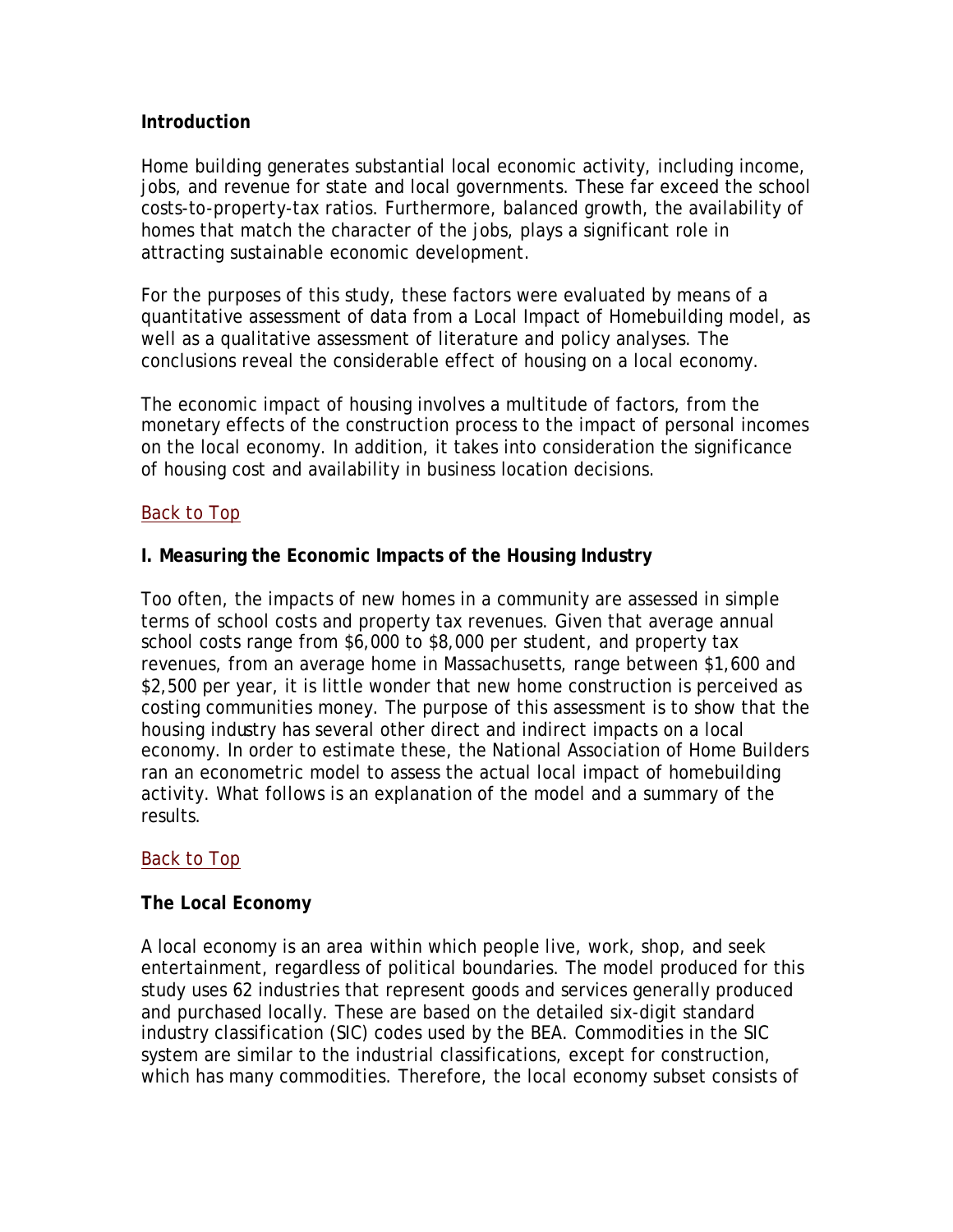**Introduction**

Home building generates substantial local economic activity, including income, jobs, and revenue for state and local governments. These far exceed the school costs-to-property-tax ratios. Furthermore, balanced growth, the availability of homes that match the character of the jobs, plays a significant role in attracting sustainable economic development.

For the purposes of this study, these factors were evaluated by means of a quantitative assessment of data from a Local Impact of Homebuilding model, as well as a qualitative assessment of literature and policy analyses. The conclusions reveal the considerable effect of housing on a local economy.

The economic impact of housing involves a multitude of factors, from the monetary effects of the construction process to the impact of personal incomes on the local economy. In addition, it takes into consideration the significance of housing cost and availability in business location decisions.

Back to Top

**I. Measuring the Economic Impacts of the Housing Industry**

Too often, the impacts of new homes in a community are assessed in simple terms of school costs and property tax revenues. Given that average annual school costs range from $6,000 to $8,000 per student, and property tax revenues, from an average home in Massachusetts, range between $1,600 and $2,500 per year, it is little wonder that new home construction is perceived as costing communities money. The purpose of this assessment is to show that the housing industry has several other direct and indirect impacts on a local economy. In order to estimate these, the National Association of Home Builders ran an econometric model to assess the actual local impact of homebuilding activity. What follows is an explanation of the model and a summary of the results.

Back to Top

**The Local Economy**

A local economy is an area within which people live, work, shop, and seek entertainment, regardless of political boundaries. The model produced for this study uses 62 industries that represent goods and services generally produced and purchased locally. These are based on the detailed six-digit standard industry classification (SIC) codes used by the BEA. Commodities in the SIC system are similar to the industrial classifications, except for construction, which has many commodities. Therefore, the local economy subset consists of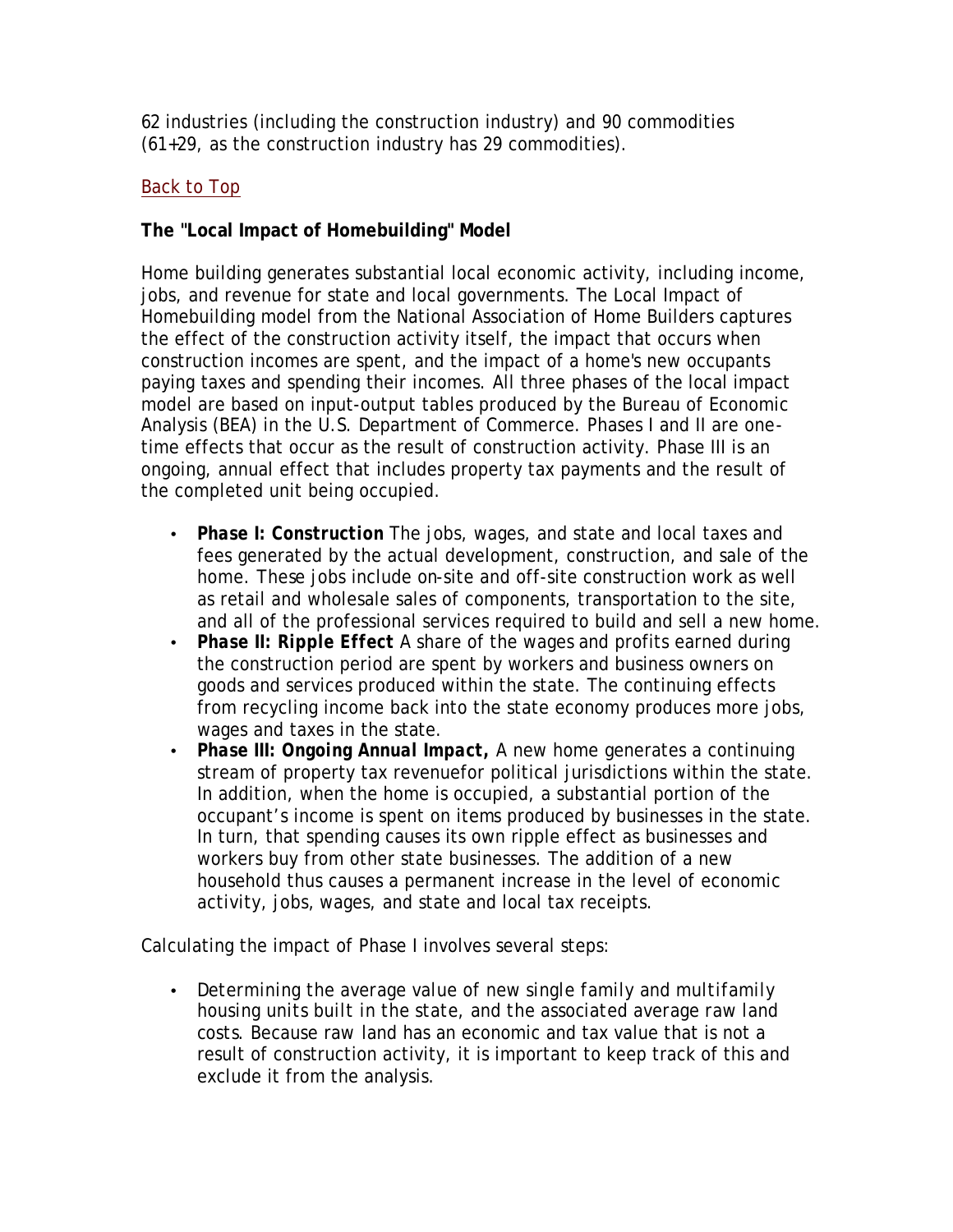62 industries (including the construction industry) and 90 commodities (61+29, as the construction industry has 29 commodities).

Back to Top

**The "Local Impact of Homebuilding" Model**

Home building generates substantial local economic activity, including income, jobs, and revenue for state and local governments. The Local Impact of Homebuilding model from the National Association of Home Builders captures the effect of the construction activity itself, the impact that occurs when construction incomes are spent, and the impact of a home's new occupants paying taxes and spending their incomes. All three phases of the local impact model are based on input-output tables produced by the Bureau of Economic Analysis (BEA) in the U.S. Department of Commerce. Phases I and II are one-time effects that occur as the result of construction activity. Phase III is an ongoing, annual effect that includes property tax payments and the result of the completed unit being occupied.

- ***Phase I: Construction*** The jobs, wages, and state and local taxes and fees generated by the actual development, construction, and sale of the home. These jobs include on-site and off-site construction work as well as retail and wholesale sales of components, transportation to the site, and all of the professional services required to build and sell a new home.
- ***Phase II: Ripple Effect*** A share of the wages and profits earned during the construction period are spent by workers and business owners on goods and services produced within the state. The continuing effects from recycling income back into the state economy produces more jobs, wages and taxes in the state.
- ***Phase III: Ongoing Annual Impact,*** A new home generates a continuing stream of property tax revenuefor political jurisdictions within the state. In addition, when the home is occupied, a substantial portion of the occupant's income is spent on items produced by businesses in the state. In turn, that spending causes its own ripple effect as businesses and workers buy from other state businesses. The addition of a new household thus causes a permanent increase in the level of economic activity, jobs, wages, and state and local tax receipts.

Calculating the impact of Phase I involves several steps:

- Determining the average value of new single family and multifamily housing units built in the state, and the associated average raw land costs. Because raw land has an economic and tax value that is not a result of construction activity, it is important to keep track of this and exclude it from the analysis.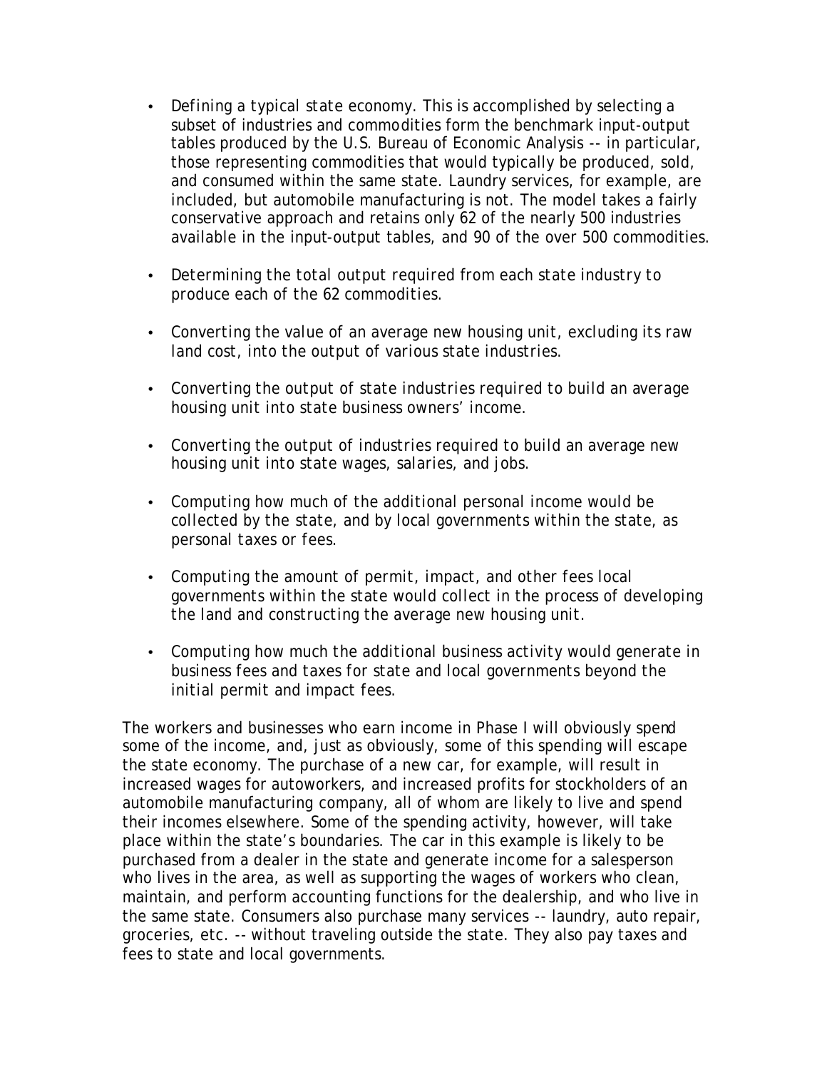- Defining a typical state economy. This is accomplished by selecting a subset of industries and commodities form the benchmark input-output tables produced by the U.S. Bureau of Economic Analysis -- in particular, those representing commodities that would typically be produced, sold, and consumed within the same state. Laundry services, for example, are included, but automobile manufacturing is not. The model takes a fairly conservative approach and retains only 62 of the nearly 500 industries available in the input-output tables, and 90 of the over 500 commodities.

- Determining the total output required from each state industry to produce each of the 62 commodities.

- Converting the value of an average new housing unit, excluding its raw land cost, into the output of various state industries.

- Converting the output of state industries required to build an average housing unit into state business owners' income.

- Converting the output of industries required to build an average new housing unit into state wages, salaries, and jobs.

- Computing how much of the additional personal income would be collected by the state, and by local governments within the state, as personal taxes or fees.

- Computing the amount of permit, impact, and other fees local governments within the state would collect in the process of developing the land and constructing the average new housing unit.

- Computing how much the additional business activity would generate in business fees and taxes for state and local governments beyond the initial permit and impact fees.

The workers and businesses who earn income in Phase I will obviously spend some of the income, and, just as obviously, some of this spending will escape the state economy. The purchase of a new car, for example, will result in increased wages for autoworkers, and increased profits for stockholders of an automobile manufacturing company, all of whom are likely to live and spend their incomes elsewhere. Some of the spending activity, however, will take place within the state's boundaries. The car in this example is likely to be purchased from a dealer in the state and generate income for a salesperson who lives in the area, as well as supporting the wages of workers who clean, maintain, and perform accounting functions for the dealership, and who live in the same state. Consumers also purchase many services -- laundry, auto repair, groceries, etc. -- without traveling outside the state. They also pay taxes and fees to state and local governments.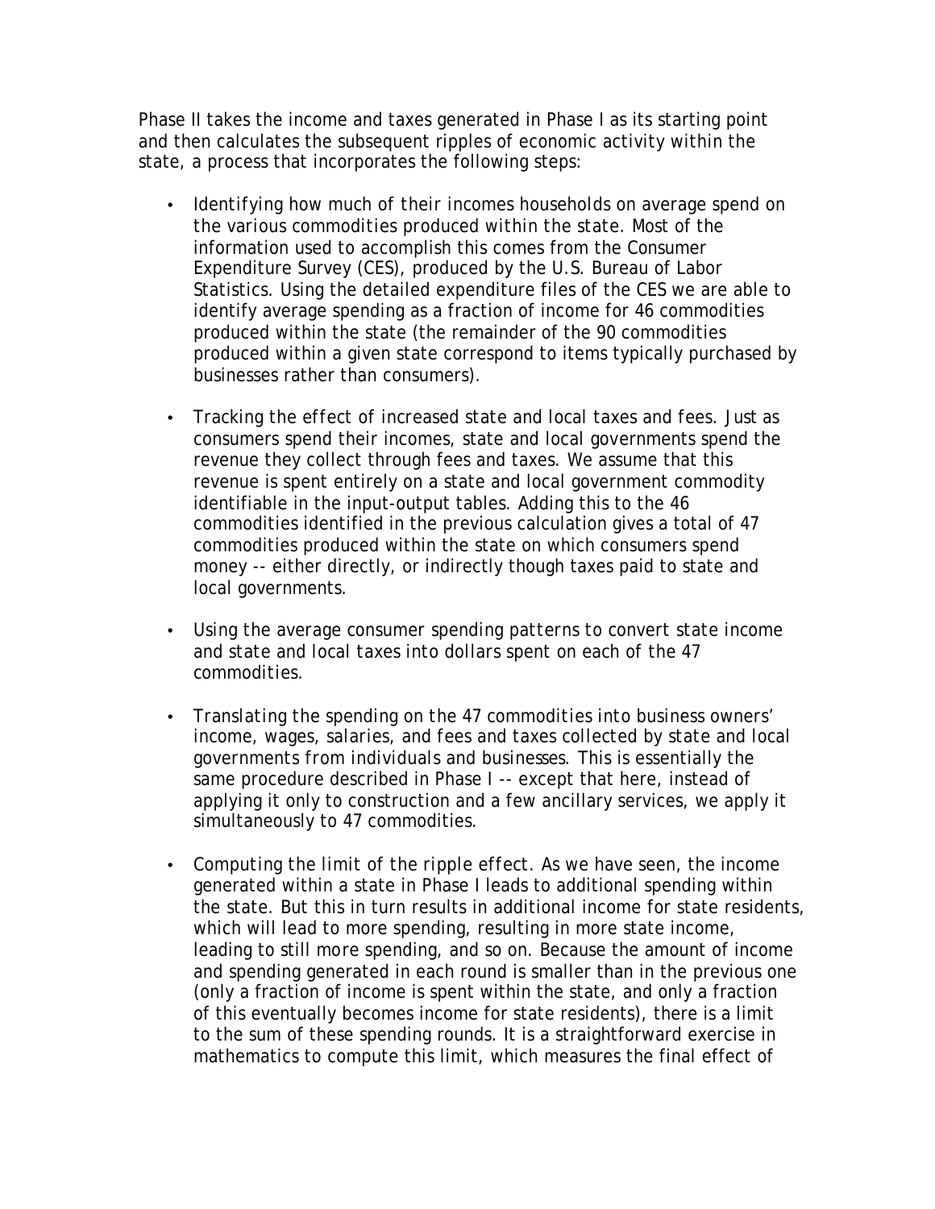Phase II takes the income and taxes generated in Phase I as its starting point and then calculates the subsequent ripples of economic activity within the state, a process that incorporates the following steps:

- *Identifying how much of their incomes households on average spend on the various commodities produced within the state.* Most of the information used to accomplish this comes from the Consumer Expenditure Survey (CES), produced by the U.S. Bureau of Labor Statistics. Using the detailed expenditure files of the CES we are able to identify average spending as a fraction of income for 46 commodities produced within the state (the remainder of the 90 commodities produced within a given state correspond to items typically purchased by businesses rather than consumers).

- *Tracking the effect of increased state and local taxes and fees.* Just as consumers spend their incomes, state and local governments spend the revenue they collect through fees and taxes. We assume that this revenue is spent entirely on a state and local government commodity identifiable in the input-output tables. Adding this to the 46 commodities identified in the previous calculation gives a total of 47 commodities produced within the state on which consumers spend money -- either directly, or indirectly though taxes paid to state and local governments.

- *Using the average consumer spending patterns to convert state income and state and local taxes into dollars spent on each of the 47 commodities.*

- *Translating the spending on the 47 commodities into business owners' income, wages, salaries, and fees and taxes collected by state and local governments from individuals and businesses.* This is essentially the same procedure described in Phase I -- except that here, instead of applying it only to construction and a few ancillary services, we apply it simultaneously to 47 commodities.

- *Computing the limit of the ripple effect.* As we have seen, the income generated within a state in Phase I leads to additional spending within the state. But this in turn results in additional income for state residents, which will lead to more spending, resulting in more state income, leading to still more spending, and so on. Because the amount of income and spending generated in each round is smaller than in the previous one (only a fraction of income is spent within the state, and only a fraction of this eventually becomes income for state residents), there is a limit to the sum of these spending rounds. It is a straightforward exercise in mathematics to compute this limit, which measures the final effect of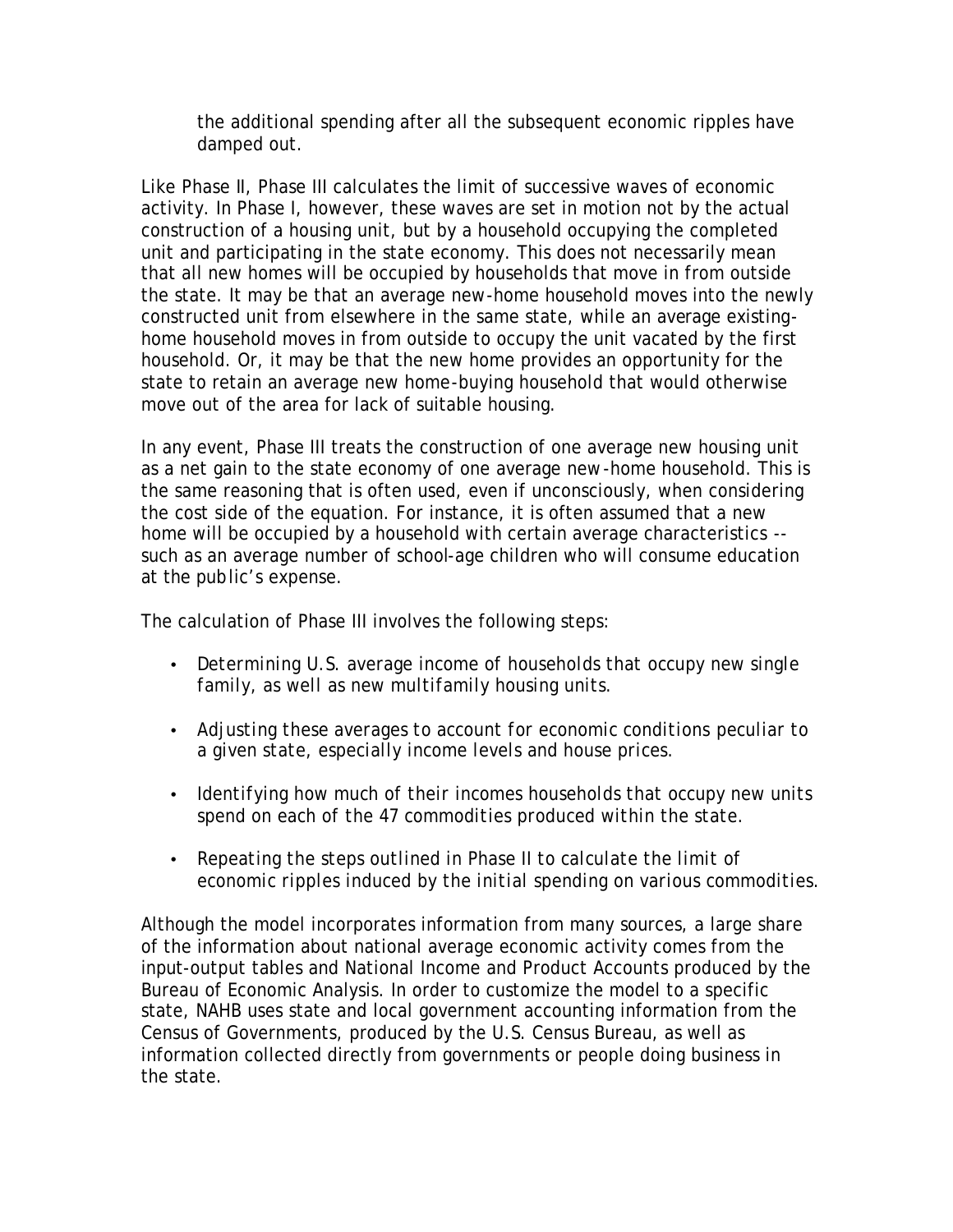the additional spending after all the subsequent economic ripples have damped out.

Like Phase II, Phase III calculates the limit of successive waves of economic activity. In Phase I, however, these waves are set in motion not by the actual construction of a housing unit, but by a household occupying the completed unit and participating in the state economy. This does not necessarily mean that all new homes will be occupied by households that move in from outside the state. It may be that an average new-home household moves into the newly constructed unit from elsewhere in the same state, while an average existing-home household moves in from outside to occupy the unit vacated by the first household. Or, it may be that the new home provides an opportunity for the state to retain an average new home-buying household that would otherwise move out of the area for lack of suitable housing.

In any event, Phase III treats the construction of one average new housing unit as a net gain to the state economy of one average new-home household. This is the same reasoning that is often used, even if unconsciously, when considering the cost side of the equation. For instance, it is often assumed that a new home will be occupied by a household with certain average characteristics -- such as an average number of school-age children who will consume education at the public's expense.

The calculation of Phase III involves the following steps:

- Determining U.S. average income of households that occupy new single family, as well as new multifamily housing units.
- Adjusting these averages to account for economic conditions peculiar to a given state, especially income levels and house prices.
- Identifying how much of their incomes households that occupy new units spend on each of the 47 commodities produced within the state.
- Repeating the steps outlined in Phase II to calculate the limit of economic ripples induced by the initial spending on various commodities.

Although the model incorporates information from many sources, a large share of the information about national average economic activity comes from the input-output tables and National Income and Product Accounts produced by the Bureau of Economic Analysis. In order to customize the model to a specific state, NAHB uses state and local government accounting information from the Census of Governments, produced by the U.S. Census Bureau, as well as information collected directly from governments or people doing business in the state.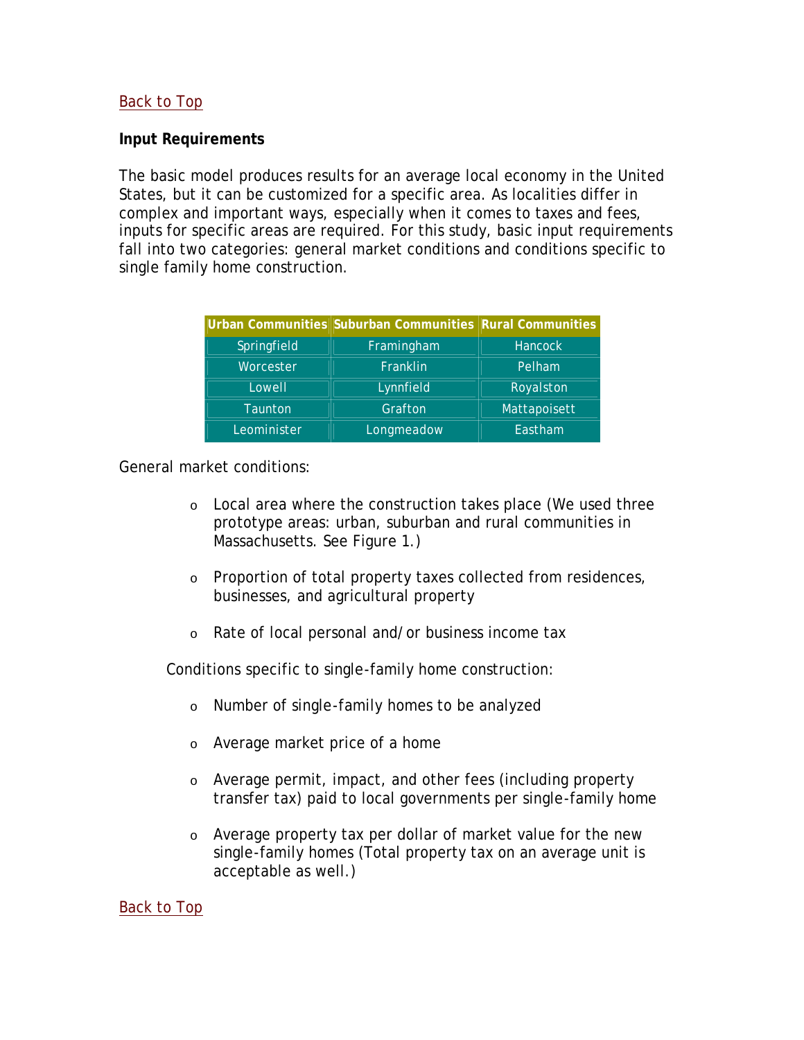Back to Top

**Input Requirements**

The basic model produces results for an average local economy in the United States, but it can be customized for a specific area. As localities differ in complex and important ways, especially when it comes to taxes and fees, inputs for specific areas are required. For this study, basic input requirements fall into two categories: general market conditions and conditions specific to single family home construction.

| Urban Communities | Suburban Communities | Rural Communities |
|---|---|---|
| Springfield | Framingham | Hancock |
| Worcester | Franklin | Pelham |
| Lowell | Lynnfield | Royalston |
| Taunton | Grafton | Mattapoisett |
| Leominister | Longmeadow | Eastham |

General market conditions:

- Local area where the construction takes place (We used three prototype areas: urban, suburban and rural communities in Massachusetts. See Figure 1.)
- Proportion of total property taxes collected from residences, businesses, and agricultural property
- Rate of local personal and/or business income tax

Conditions specific to single-family home construction:

- Number of single-family homes to be analyzed
- Average market price of a home
- Average permit, impact, and other fees (including property transfer tax) paid to local governments per single-family home
- Average property tax per dollar of market value for the new single-family homes (Total property tax on an average unit is acceptable as well.)

Back to Top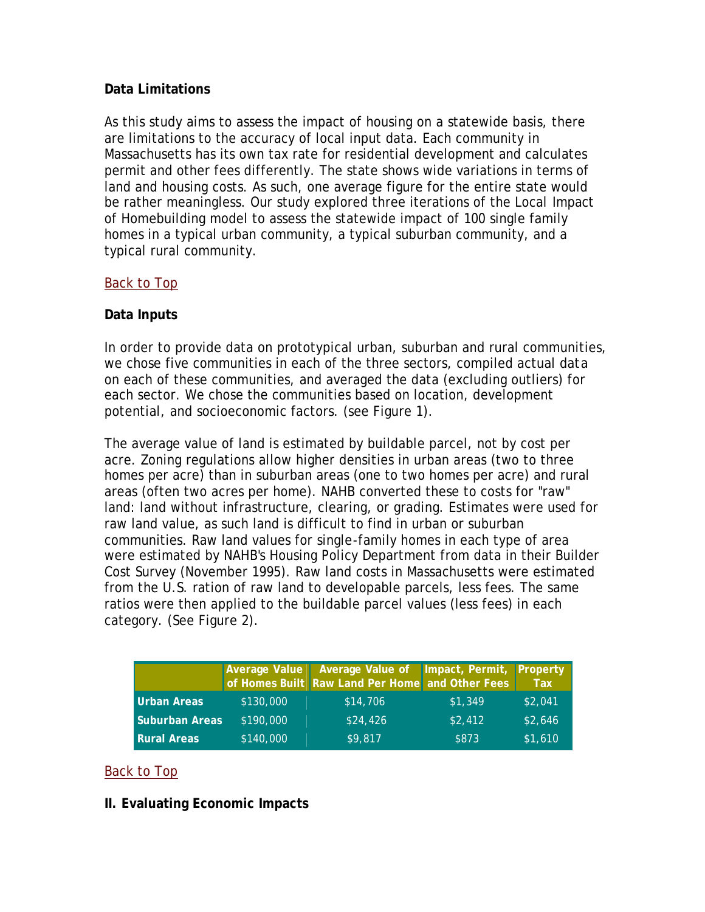**Data Limitations**

As this study aims to assess the impact of housing on a statewide basis, there are limitations to the accuracy of local input data. Each community in Massachusetts has its own tax rate for residential development and calculates permit and other fees differently. The state shows wide variations in terms of land and housing costs. As such, one average figure for the entire state would be rather meaningless. Our study explored three iterations of the Local Impact of Homebuilding model to assess the statewide impact of 100 single family homes in a typical urban community, a typical suburban community, and a typical rural community.

Back to Top

**Data Inputs**

In order to provide data on prototypical urban, suburban and rural communities, we chose five communities in each of the three sectors, compiled actual data on each of these communities, and averaged the data (excluding outliers) for each sector. We chose the communities based on location, development potential, and socioeconomic factors. (see Figure 1).

The average value of land is estimated by buildable parcel, not by cost per acre. Zoning regulations allow higher densities in urban areas (two to three homes per acre) than in suburban areas (one to two homes per acre) and rural areas (often two acres per home). NAHB converted these to costs for "raw" land: land without infrastructure, clearing, or grading. Estimates were used for raw land value, as such land is difficult to find in urban or suburban communities. Raw land values for single-family homes in each type of area were estimated by NAHB's Housing Policy Department from data in their Builder Cost Survey (November 1995). Raw land costs in Massachusetts were estimated from the U.S. ration of raw land to developable parcels, less fees. The same ratios were then applied to the buildable parcel values (less fees) in each category. (See Figure 2).

| | Average Value of Homes Built | Average Value of Raw Land Per Home | Impact, Permit, and Other Fees | Property Tax |
|---|---|---|---|---|
| Urban Areas | $130,000 | $14,706 | $1,349 | $2,041 |
| Suburban Areas | $190,000 | $24,426 | $2,412 | $2,646 |
| Rural Areas | $140,000 | $9,817 | $873 | $1,610 |

Back to Top

**II. Evaluating Economic Impacts**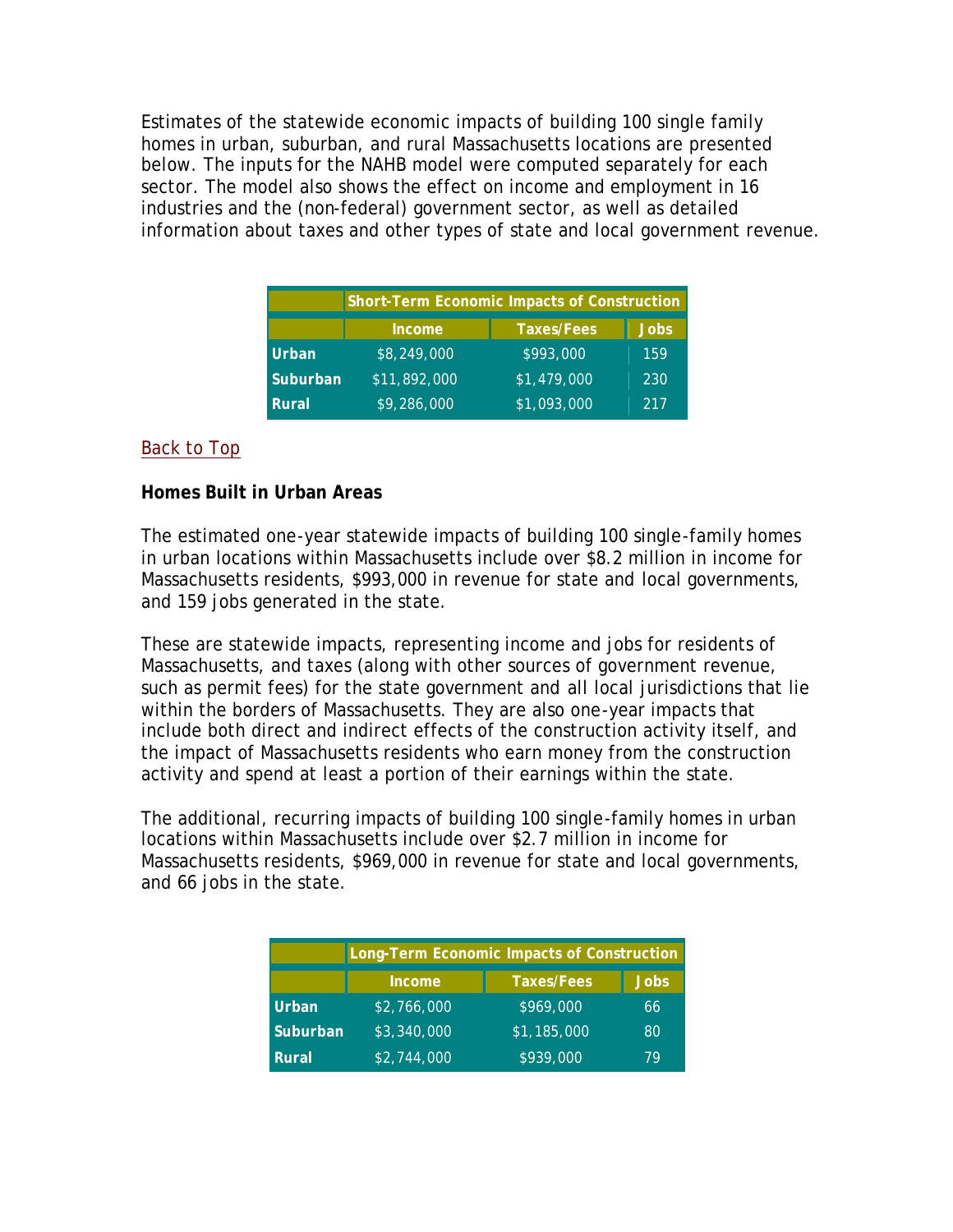Estimates of the statewide economic impacts of building 100 single family homes in urban, suburban, and rural Massachusetts locations are presented below. The inputs for the NAHB model were computed separately for each sector. The model also shows the effect on income and employment in 16 industries and the (non-federal) government sector, as well as detailed information about taxes and other types of state and local government revenue.

| | Short-Term Economic Impacts of Construction | | |
|---|---|---|---|
| | Income | Taxes/Fees | Jobs |
| Urban | $8,249,000 | $993,000 | 159 |
| Suburban | $11,892,000 | $1,479,000 | 230 |
| Rural | $9,286,000 | $1,093,000 | 217 |

Back to Top

**Homes Built in Urban Areas**

The estimated one-year statewide impacts of building 100 single-family homes in urban locations within Massachusetts include over $8.2 million in income for Massachusetts residents, $993,000 in revenue for state and local governments, and 159 jobs generated in the state.

These are statewide impacts, representing income and jobs for residents of Massachusetts, and taxes (along with other sources of government revenue, such as permit fees) for the state government and all local jurisdictions that lie within the borders of Massachusetts. They are also one-year impacts that include both direct and indirect effects of the construction activity itself, and the impact of Massachusetts residents who earn money from the construction activity and spend at least a portion of their earnings within the state.

The additional, recurring impacts of building 100 single-family homes in urban locations within Massachusetts include over $2.7 million in income for Massachusetts residents, $969,000 in revenue for state and local governments, and 66 jobs in the state.

| | Long-Term Economic Impacts of Construction | | |
|---|---|---|---|
| | Income | Taxes/Fees | Jobs |
| Urban | $2,766,000 | $969,000 | 66 |
| Suburban | $3,340,000 | $1,185,000 | 80 |
| Rural | $2,744,000 | $939,000 | 79 |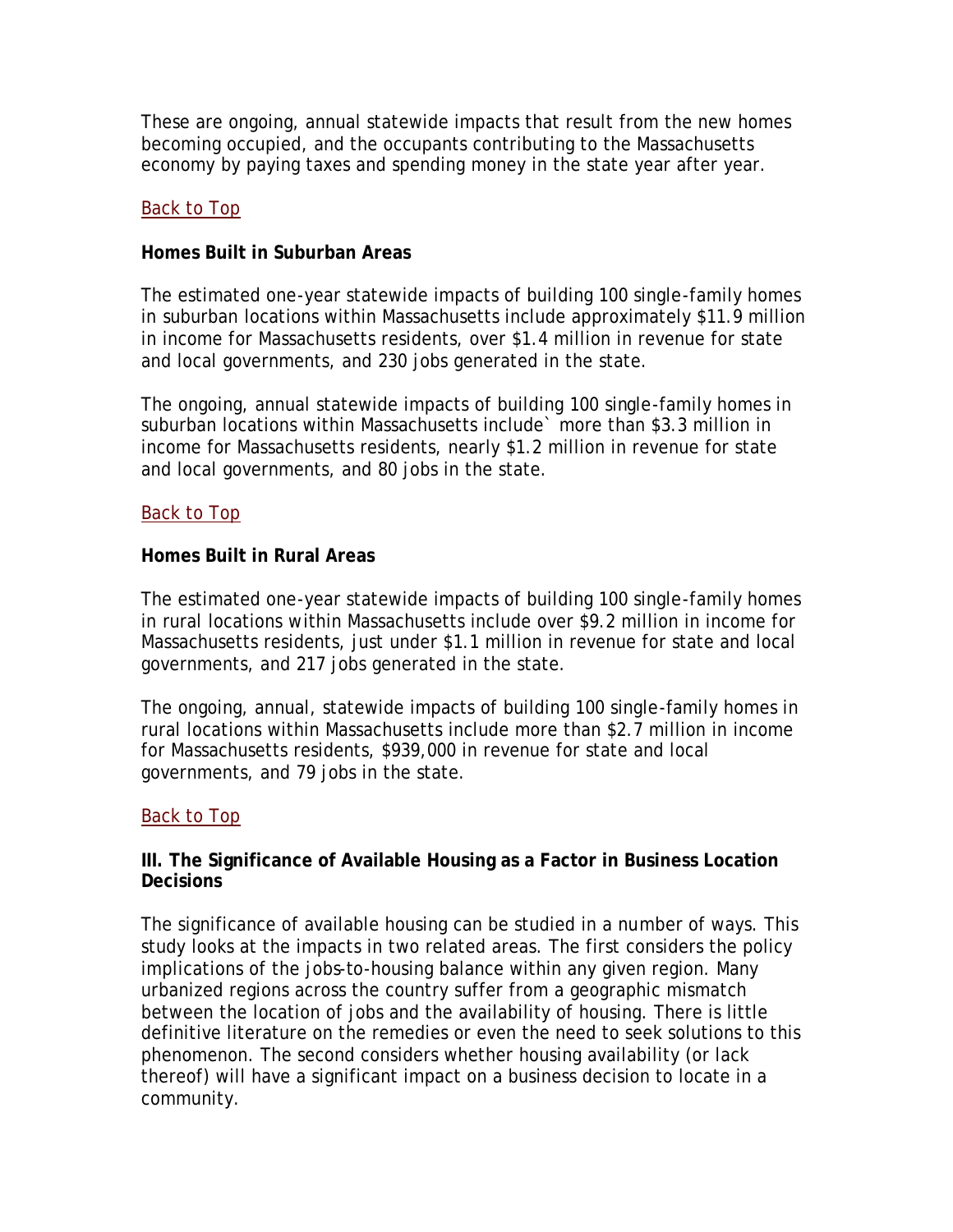These are ongoing, annual statewide impacts that result from the new homes becoming occupied, and the occupants contributing to the Massachusetts economy by paying taxes and spending money in the state year after year.

Back to Top

**Homes Built in Suburban Areas**

The estimated one-year statewide impacts of building 100 single-family homes in suburban locations within Massachusetts include approximately $11.9 million in income for Massachusetts residents, over $1.4 million in revenue for state and local governments, and 230 jobs generated in the state.

The ongoing, annual statewide impacts of building 100 single-family homes in suburban locations within Massachusetts include` more than $3.3 million in income for Massachusetts residents, nearly $1.2 million in revenue for state and local governments, and 80 jobs in the state.

Back to Top

**Homes Built in Rural Areas**

The estimated one-year statewide impacts of building 100 single-family homes in rural locations within Massachusetts include over $9.2 million in income for Massachusetts residents, just under $1.1 million in revenue for state and local governments, and 217 jobs generated in the state.

The ongoing, annual, statewide impacts of building 100 single-family homes in rural locations within Massachusetts include more than $2.7 million in income for Massachusetts residents, $939,000 in revenue for state and local governments, and 79 jobs in the state.

Back to Top

**III. The Significance of Available Housing as a Factor in Business Location Decisions**

The significance of available housing can be studied in a number of ways. This study looks at the impacts in two related areas. The first considers the policy implications of the jobs-to-housing balance within any given region. Many urbanized regions across the country suffer from a geographic mismatch between the location of jobs and the availability of housing. There is little definitive literature on the remedies or even the need to seek solutions to this phenomenon. The second considers whether housing availability (or lack thereof) will have a significant impact on a business decision to locate in a community.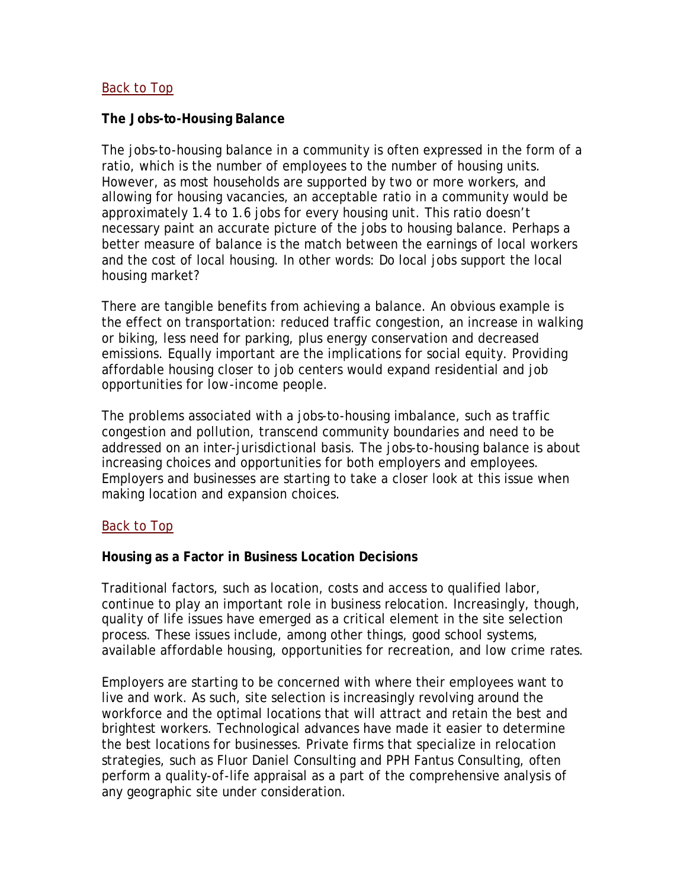[Back to Top](#)

**The Jobs-to-Housing Balance**

The jobs-to-housing balance in a community is often expressed in the form of a ratio, which is the number of employees to the number of housing units. However, as most households are supported by two or more workers, and allowing for housing vacancies, an acceptable ratio in a community would be approximately 1.4 to 1.6 jobs for every housing unit. This ratio doesn't necessary paint an accurate picture of the jobs to housing balance. Perhaps a better measure of balance is the match between the earnings of local workers and the cost of local housing. In other words: Do local jobs support the local housing market?

There are tangible benefits from achieving a balance. An obvious example is the effect on transportation: reduced traffic congestion, an increase in walking or biking, less need for parking, plus energy conservation and decreased emissions. Equally important are the implications for social equity. Providing affordable housing closer to job centers would expand residential and job opportunities for low-income people.

The problems associated with a jobs-to-housing imbalance, such as traffic congestion and pollution, transcend community boundaries and need to be addressed on an inter-jurisdictional basis. The jobs-to-housing balance is about increasing choices and opportunities for both employers and employees. Employers and businesses are starting to take a closer look at this issue when making location and expansion choices.

[Back to Top](#)

**Housing as a Factor in Business Location Decisions**

Traditional factors, such as location, costs and access to qualified labor, continue to play an important role in business relocation. Increasingly, though, quality of life issues have emerged as a critical element in the site selection process. These issues include, among other things, good school systems, available affordable housing, opportunities for recreation, and low crime rates.

Employers are starting to be concerned with where their employees want to live and work. As such, site selection is increasingly revolving around the workforce and the optimal locations that will attract and retain the best and brightest workers. Technological advances have made it easier to determine the best locations for businesses. Private firms that specialize in relocation strategies, such as Fluor Daniel Consulting and PPH Fantus Consulting, often perform a quality-of-life appraisal as a part of the comprehensive analysis of any geographic site under consideration.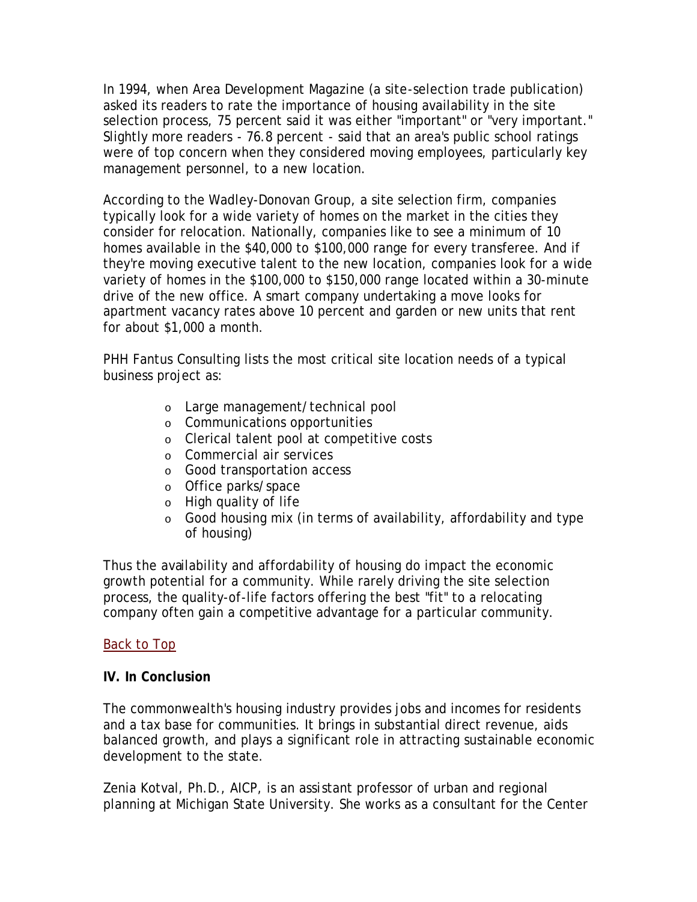In 1994, when Area Development Magazine (a site-selection trade publication) asked its readers to rate the importance of housing availability in the site selection process, 75 percent said it was either "important" or "very important." Slightly more readers - 76.8 percent - said that an area's public school ratings were of top concern when they considered moving employees, particularly key management personnel, to a new location.

According to the Wadley-Donovan Group, a site selection firm, companies typically look for a wide variety of homes on the market in the cities they consider for relocation. Nationally, companies like to see a minimum of 10 homes available in the $40,000 to $100,000 range for every transferee. And if they're moving executive talent to the new location, companies look for a wide variety of homes in the $100,000 to $150,000 range located within a 30-minute drive of the new office. A smart company undertaking a move looks for apartment vacancy rates above 10 percent and garden or new units that rent for about $1,000 a month.

PHH Fantus Consulting lists the most critical site location needs of a typical business project as:

- Large management/technical pool
- Communications opportunities
- Clerical talent pool at competitive costs
- Commercial air services
- Good transportation access
- Office parks/space
- High quality of life
- Good housing mix (in terms of availability, affordability and type of housing)

Thus the availability and affordability of housing do impact the economic growth potential for a community. While rarely driving the site selection process, the quality-of-life factors offering the best "fit" to a relocating company often gain a competitive advantage for a particular community.

Back to Top

**IV. In Conclusion**

The commonwealth's housing industry provides jobs and incomes for residents and a tax base for communities. It brings in substantial direct revenue, aids balanced growth, and plays a significant role in attracting sustainable economic development to the state.

Zenia Kotval, Ph.D., AICP, is an assistant professor of urban and regional planning at Michigan State University. She works as a consultant for the Center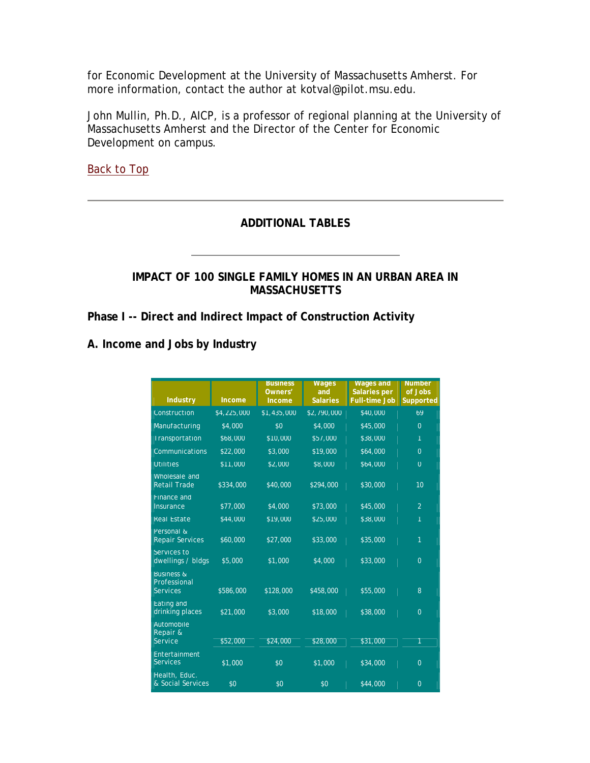for Economic Development at the University of Massachusetts Amherst. For more information, contact the author at kotval@pilot.msu.edu.

John Mullin, Ph.D., AICP, is a professor of regional planning at the University of Massachusetts Amherst and the Director of the Center for Economic Development on campus.

Back to Top

---

## ADDITIONAL TABLES

---

### IMPACT OF 100 SINGLE FAMILY HOMES IN AN URBAN AREA IN MASSACHUSETTS

### Phase I -- Direct and Indirect Impact of Construction Activity

### A. Income and Jobs by Industry

| Industry | Income | Business Owners' Income | Wages and Salaries | Wages and Salaries per Full-time Job | Number of Jobs Supported |
|---|---|---|---|---|---|
| Construction | $4,225,000 | $1,435,000 | $2,790,000 | $40,000 | 69 |
| Manufacturing | $4,000 | $0 | $4,000 | $45,000 | 0 |
| Transportation | $68,000 | $10,000 | $57,000 | $38,000 | 1 |
| Communications | $22,000 | $3,000 | $19,000 | $64,000 | 0 |
| Utilities | $11,000 | $2,000 | $8,000 | $64,000 | 0 |
| Wholesale and Retail Trade | $334,000 | $40,000 | $294,000 | $30,000 | 10 |
| Finance and Insurance | $77,000 | $4,000 | $73,000 | $45,000 | 2 |
| Real Estate | $44,000 | $19,000 | $25,000 | $38,000 | 1 |
| Personal & Repair Services | $60,000 | $27,000 | $33,000 | $35,000 | 1 |
| Services to dwellings / bldgs | $5,000 | $1,000 | $4,000 | $33,000 | 0 |
| Business & Professional Services | $586,000 | $128,000 | $458,000 | $55,000 | 8 |
| Eating and drinking places | $21,000 | $3,000 | $18,000 | $38,000 | 0 |
| Automobile Repair & Service | $52,000 | $24,000 | $28,000 | $31,000 | 1 |
| Entertainment Services | $1,000 | $0 | $1,000 | $34,000 | 0 |
| Health, Educ. & Social Services | $0 | $0 | $0 | $44,000 | 0 |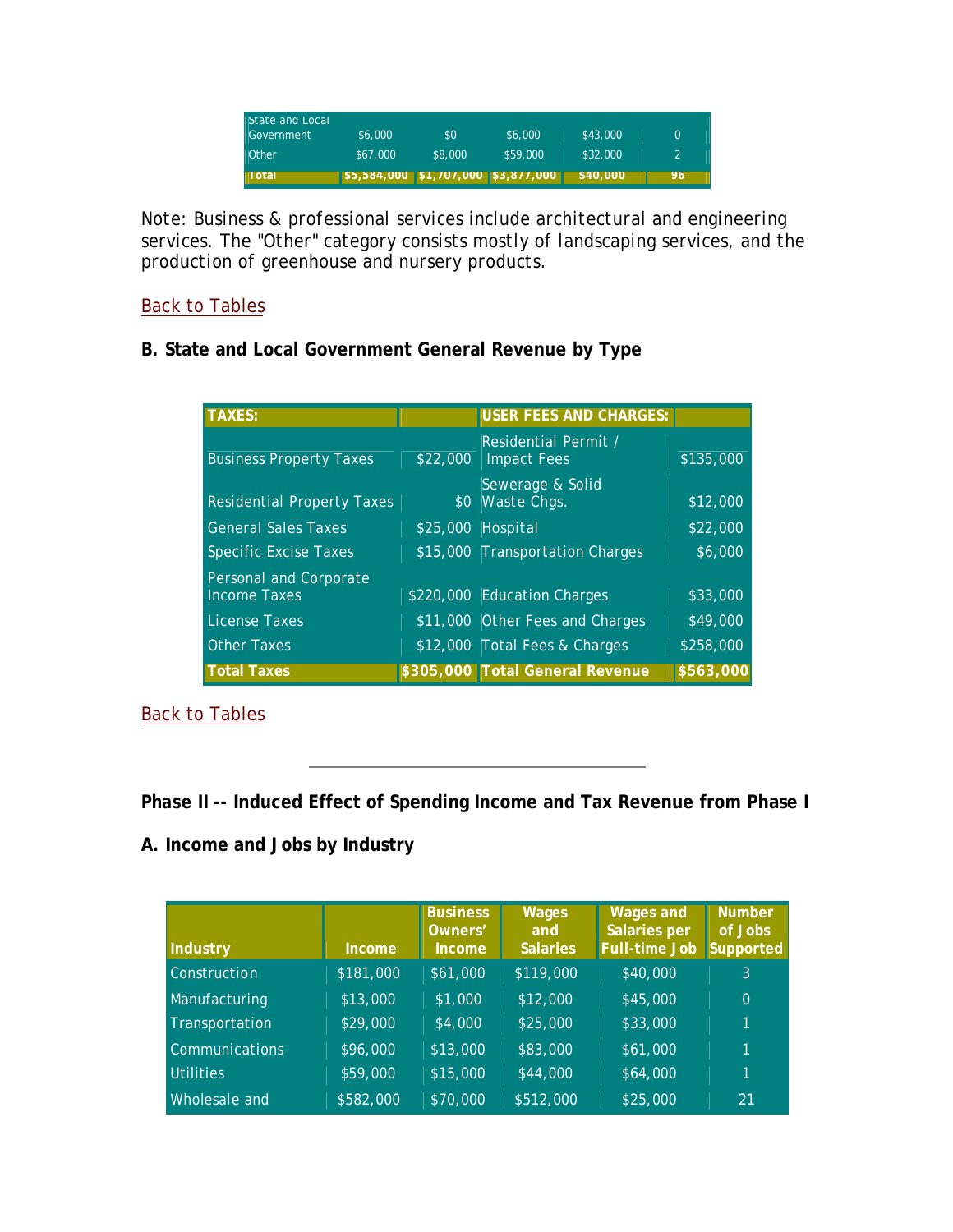| State and Local Government | $6,000 | $0 | $6,000 | $43,000 | 0 |
|---|---|---|---|---|---|
| Other | $67,000 | $8,000 | $59,000 | $32,000 | 2 |
| **Total** | **$5,584,000** | **$1,707,000** | **$3,877,000** | **$40,000** | **96** |

Note: Business & professional services include architectural and engineering services. The "Other" category consists mostly of landscaping services, and the production of greenhouse and nursery products.

Back to Tables

**B. State and Local Government General Revenue by Type**

| **TAXES:** | | **USER FEES AND CHARGES:** | |
|---|---|---|---|
| Business Property Taxes | $22,000 | Residential Permit / Impact Fees | $135,000 |
| Residential Property Taxes | $0 | Sewerage & Solid Waste Chgs. | $12,000 |
| General Sales Taxes | $25,000 | Hospital | $22,000 |
| Specific Excise Taxes | $15,000 | Transportation Charges | $6,000 |
| Personal and Corporate Income Taxes | $220,000 | Education Charges | $33,000 |
| License Taxes | $11,000 | Other Fees and Charges | $49,000 |
| Other Taxes | $12,000 | Total Fees & Charges | $258,000 |
| **Total Taxes** | **$305,000** | **Total General Revenue** | **$563,000** |

Back to Tables

---

**Phase II -- Induced Effect of Spending Income and Tax Revenue from Phase I**

**A. Income and Jobs by Industry**

| Industry | Income | Business Owners' Income | Wages and Salaries | Wages and Salaries per Full-time Job | Number of Jobs Supported |
|---|---|---|---|---|---|
| Construction | $181,000 | $61,000 | $119,000 | $40,000 | 3 |
| Manufacturing | $13,000 | $1,000 | $12,000 | $45,000 | 0 |
| Transportation | $29,000 | $4,000 | $25,000 | $33,000 | 1 |
| Communications | $96,000 | $13,000 | $83,000 | $61,000 | 1 |
| Utilities | $59,000 | $15,000 | $44,000 | $64,000 | 1 |
| Wholesale and | $582,000 | $70,000 | $512,000 | $25,000 | 21 |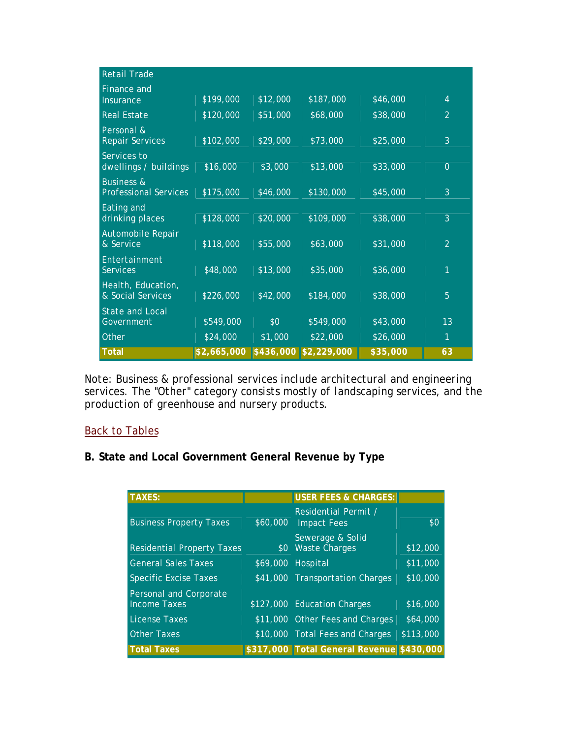| Retail Trade | | | | | |
|---|---|---|---|---|---|
| Finance and Insurance | $199,000 | $12,000 | $187,000 | $46,000 | 4 |
| Real Estate | $120,000 | $51,000 | $68,000 | $38,000 | 2 |
| Personal & Repair Services | $102,000 | $29,000 | $73,000 | $25,000 | 3 |
| Services to dwellings / buildings | $16,000 | $3,000 | $13,000 | $33,000 | 0 |
| Business & Professional Services | $175,000 | $46,000 | $130,000 | $45,000 | 3 |
| Eating and drinking places | $128,000 | $20,000 | $109,000 | $38,000 | 3 |
| Automobile Repair & Service | $118,000 | $55,000 | $63,000 | $31,000 | 2 |
| Entertainment Services | $48,000 | $13,000 | $35,000 | $36,000 | 1 |
| Health, Education, & Social Services | $226,000 | $42,000 | $184,000 | $38,000 | 5 |
| State and Local Government | $549,000 | $0 | $549,000 | $43,000 | 13 |
| Other | $24,000 | $1,000 | $22,000 | $26,000 | 1 |
| **Total** | **$2,665,000** | **$436,000** | **$2,229,000** | **$35,000** | **63** |

Note: Business & professional services include architectural and engineering services. The "Other" category consists mostly of landscaping services, and the production of greenhouse and nursery products.

Back to Tables

**B. State and Local Government General Revenue by Type**

| **TAXES:** | | **USER FEES & CHARGES:** | |
|---|---|---|---|
| Business Property Taxes | $60,000 | Residential Permit / Impact Fees | $0 |
| Residential Property Taxes | $0 | Sewerage & Solid Waste Charges | $12,000 |
| General Sales Taxes | $69,000 | Hospital | $11,000 |
| Specific Excise Taxes | $41,000 | Transportation Charges | $10,000 |
| Personal and Corporate Income Taxes | $127,000 | Education Charges | $16,000 |
| License Taxes | $11,000 | Other Fees and Charges | $64,000 |
| Other Taxes | $10,000 | Total Fees and Charges | $113,000 |
| **Total Taxes** | **$317,000** | **Total General Revenue** | **$430,000** |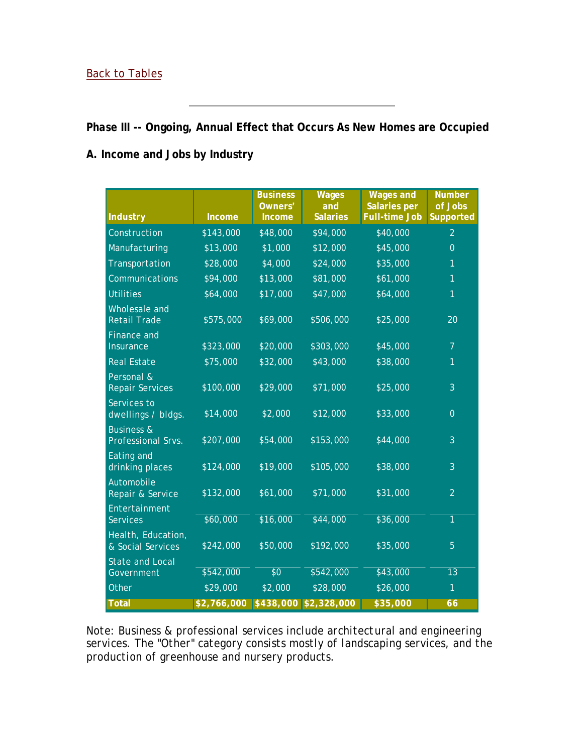[Back to Tables](#)

---

***Phase III -- Ongoing, Annual Effect that Occurs As New Homes are Occupied***

**A. Income and Jobs by Industry**

| Industry | Income | Business Owners' Income | Wages and Salaries | Wages and Salaries per Full-time Job | Number of Jobs Supported |
|---|---|---|---|---|---|
| Construction | $143,000 | $48,000 | $94,000 | $40,000 | 2 |
| Manufacturing | $13,000 | $1,000 | $12,000 | $45,000 | 0 |
| Transportation | $28,000 | $4,000 | $24,000 | $35,000 | 1 |
| Communications | $94,000 | $13,000 | $81,000 | $61,000 | 1 |
| Utilities | $64,000 | $17,000 | $47,000 | $64,000 | 1 |
| Wholesale and Retail Trade | $575,000 | $69,000 | $506,000 | $25,000 | 20 |
| Finance and Insurance | $323,000 | $20,000 | $303,000 | $45,000 | 7 |
| Real Estate | $75,000 | $32,000 | $43,000 | $38,000 | 1 |
| Personal & Repair Services | $100,000 | $29,000 | $71,000 | $25,000 | 3 |
| Services to dwellings / bldgs. | $14,000 | $2,000 | $12,000 | $33,000 | 0 |
| Business & Professional Srvs. | $207,000 | $54,000 | $153,000 | $44,000 | 3 |
| Eating and drinking places | $124,000 | $19,000 | $105,000 | $38,000 | 3 |
| Automobile Repair & Service | $132,000 | $61,000 | $71,000 | $31,000 | 2 |
| Entertainment Services | $60,000 | $16,000 | $44,000 | $36,000 | 1 |
| Health, Education, & Social Services | $242,000 | $50,000 | $192,000 | $35,000 | 5 |
| State and Local Government | $542,000 | $0 | $542,000 | $43,000 | 13 |
| Other | $29,000 | $2,000 | $28,000 | $26,000 | 1 |
| **Total** | **$2,766,000** | **$438,000** | **$2,328,000** | **$35,000** | **66** |

Note: Business & professional services include architectural and engineering services. The "Other" category consists mostly of landscaping services, and the production of greenhouse and nursery products.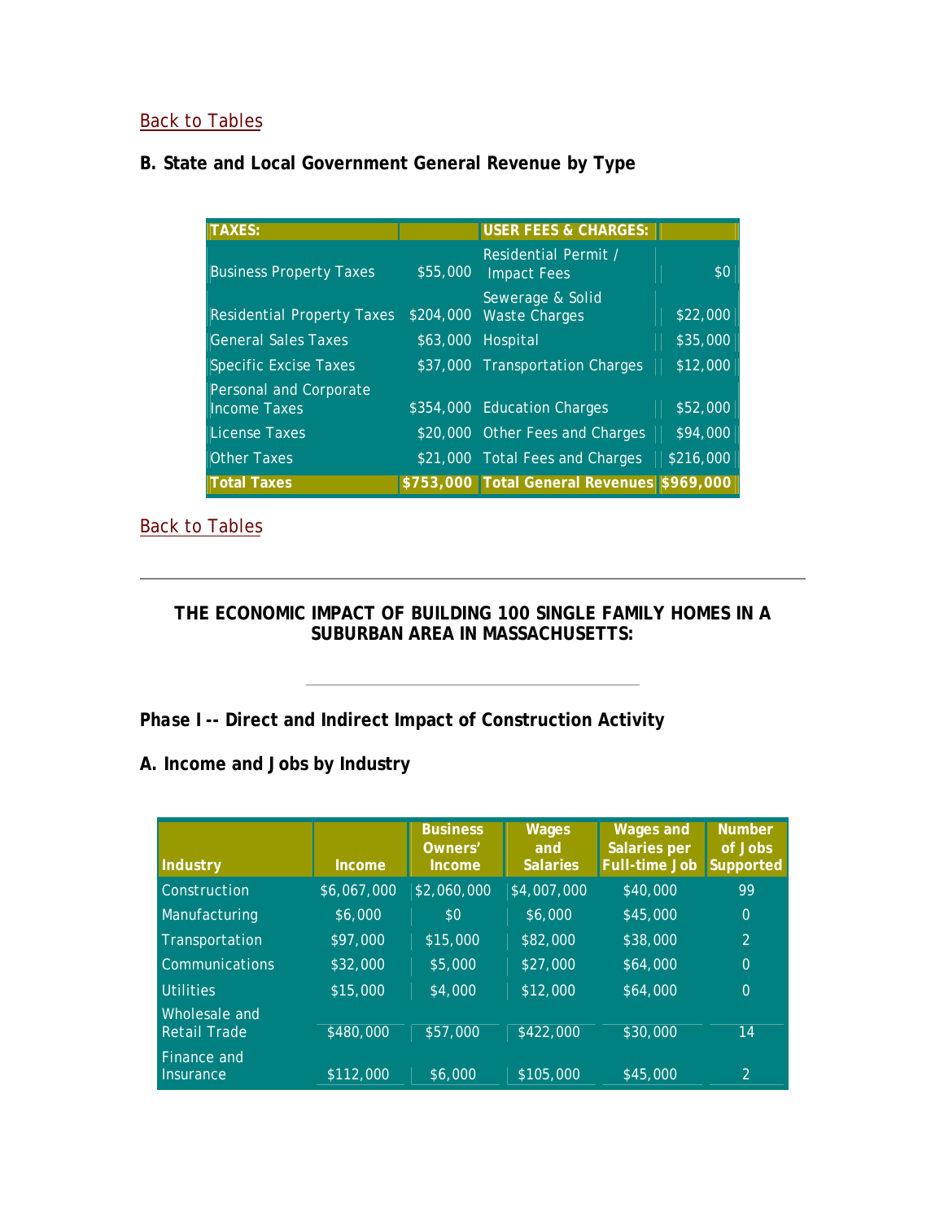Back to Tables

### B. State and Local Government General Revenue by Type

| TAXES: | | USER FEES & CHARGES: | |
|---|---|---|---|
| Business Property Taxes | $55,000 | Residential Permit / Impact Fees | $0 |
| Residential Property Taxes | $204,000 | Sewerage & Solid Waste Charges | $22,000 |
| General Sales Taxes | $63,000 | Hospital | $35,000 |
| Specific Excise Taxes | $37,000 | Transportation Charges | $12,000 |
| Personal and Corporate Income Taxes | $354,000 | Education Charges | $52,000 |
| License Taxes | $20,000 | Other Fees and Charges | $94,000 |
| Other Taxes | $21,000 | Total Fees and Charges | $216,000 |
| **Total Taxes** | **$753,000** | **Total General Revenues** | **$969,000** |

Back to Tables

---

## THE ECONOMIC IMPACT OF BUILDING 100 SINGLE FAMILY HOMES IN A SUBURBAN AREA IN MASSACHUSETTS:

---

### *Phase I -- Direct and Indirect Impact of Construction Activity*

### A. Income and Jobs by Industry

| Industry | Income | Business Owners' Income | Wages and Salaries | Wages and Salaries per Full-time Job | Number of Jobs Supported |
|---|---|---|---|---|---|
| Construction | $6,067,000 | $2,060,000 | $4,007,000 | $40,000 | 99 |
| Manufacturing | $6,000 | $0 | $6,000 | $45,000 | 0 |
| Transportation | $97,000 | $15,000 | $82,000 | $38,000 | 2 |
| Communications | $32,000 | $5,000 | $27,000 | $64,000 | 0 |
| Utilities | $15,000 | $4,000 | $12,000 | $64,000 | 0 |
| Wholesale and Retail Trade | $480,000 | $57,000 | $422,000 | $30,000 | 14 |
| Finance and Insurance | $112,000 | $6,000 | $105,000 | $45,000 | 2 |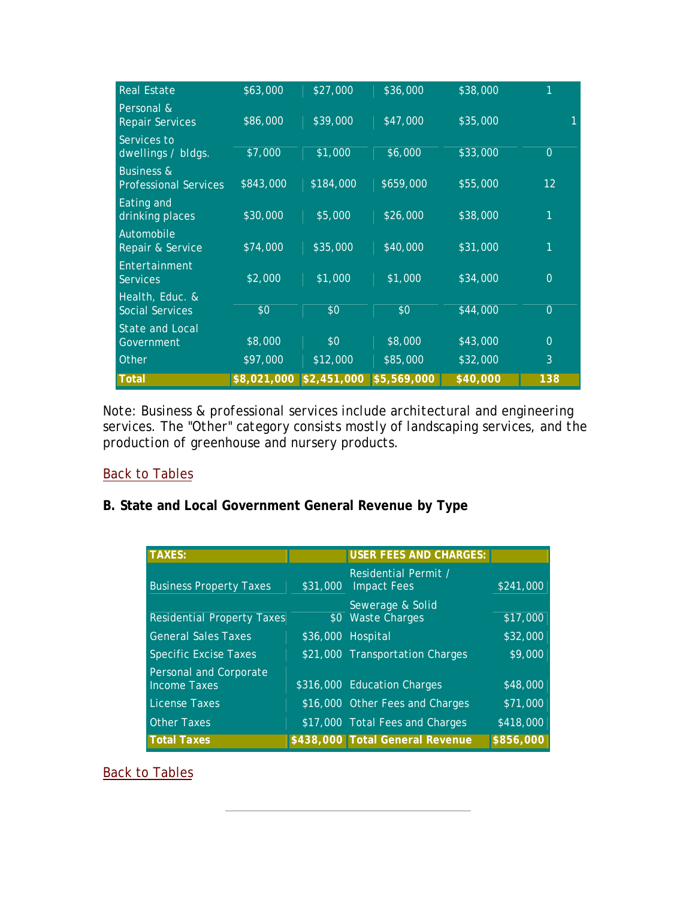| | | | | | |
|---|---|---|---|---|---|
| Real Estate | $63,000 | $27,000 | $36,000 | $38,000 | 1 |
| Personal & Repair Services | $86,000 | $39,000 | $47,000 | $35,000 | 1 |
| Services to dwellings / bldgs. | $7,000 | $1,000 | $6,000 | $33,000 | 0 |
| Business & Professional Services | $843,000 | $184,000 | $659,000 | $55,000 | 12 |
| Eating and drinking places | $30,000 | $5,000 | $26,000 | $38,000 | 1 |
| Automobile Repair & Service | $74,000 | $35,000 | $40,000 | $31,000 | 1 |
| Entertainment Services | $2,000 | $1,000 | $1,000 | $34,000 | 0 |
| Health, Educ. & Social Services | $0 | $0 | $0 | $44,000 | 0 |
| State and Local Government | $8,000 | $0 | $8,000 | $43,000 | 0 |
| Other | $97,000 | $12,000 | $85,000 | $32,000 | 3 |
| **Total** | **$8,021,000** | **$2,451,000** | **$5,569,000** | **$40,000** | **138** |

Note: Business & professional services include architectural and engineering services. The "Other" category consists mostly of landscaping services, and the production of greenhouse and nursery products.

Back to Tables

**B. State and Local Government General Revenue by Type**

| **TAXES:** | | **USER FEES AND CHARGES:** | |
|---|---|---|---|
| Business Property Taxes | $31,000 | Residential Permit / Impact Fees | $241,000 |
| Residential Property Taxes | $0 | Sewerage & Solid Waste Charges | $17,000 |
| General Sales Taxes | $36,000 | Hospital | $32,000 |
| Specific Excise Taxes | $21,000 | Transportation Charges | $9,000 |
| Personal and Corporate Income Taxes | $316,000 | Education Charges | $48,000 |
| License Taxes | $16,000 | Other Fees and Charges | $71,000 |
| Other Taxes | $17,000 | Total Fees and Charges | $418,000 |
| **Total Taxes** | **$438,000** | **Total General Revenue** | **$856,000** |

Back to Tables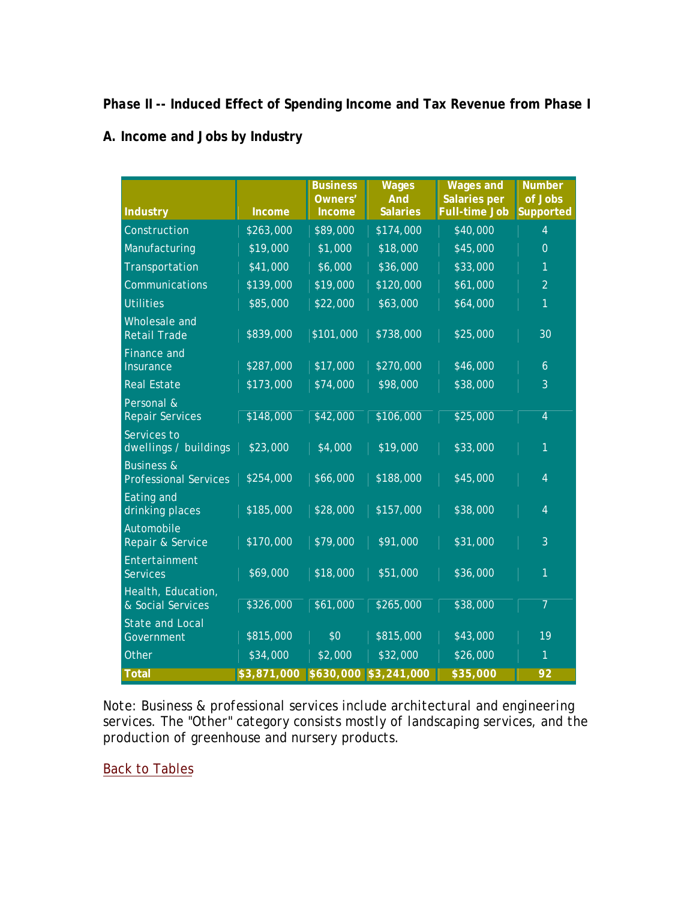**Phase II -- Induced Effect of Spending Income and Tax Revenue from Phase I**

**A. Income and Jobs by Industry**

| Industry | Income | Business Owners' Income | Wages And Salaries | Wages and Salaries per Full-time Job | Number of Jobs Supported |
|---|---|---|---|---|---|
| Construction | $263,000 | $89,000 | $174,000 | $40,000 | 4 |
| Manufacturing | $19,000 | $1,000 | $18,000 | $45,000 | 0 |
| Transportation | $41,000 | $6,000 | $36,000 | $33,000 | 1 |
| Communications | $139,000 | $19,000 | $120,000 | $61,000 | 2 |
| Utilities | $85,000 | $22,000 | $63,000 | $64,000 | 1 |
| Wholesale and Retail Trade | $839,000 | $101,000 | $738,000 | $25,000 | 30 |
| Finance and Insurance | $287,000 | $17,000 | $270,000 | $46,000 | 6 |
| Real Estate | $173,000 | $74,000 | $98,000 | $38,000 | 3 |
| Personal & Repair Services | $148,000 | $42,000 | $106,000 | $25,000 | 4 |
| Services to dwellings / buildings | $23,000 | $4,000 | $19,000 | $33,000 | 1 |
| Business & Professional Services | $254,000 | $66,000 | $188,000 | $45,000 | 4 |
| Eating and drinking places | $185,000 | $28,000 | $157,000 | $38,000 | 4 |
| Automobile Repair & Service | $170,000 | $79,000 | $91,000 | $31,000 | 3 |
| Entertainment Services | $69,000 | $18,000 | $51,000 | $36,000 | 1 |
| Health, Education, & Social Services | $326,000 | $61,000 | $265,000 | $38,000 | 7 |
| State and Local Government | $815,000 | $0 | $815,000 | $43,000 | 19 |
| Other | $34,000 | $2,000 | $32,000 | $26,000 | 1 |
| **Total** | **$3,871,000** | **$630,000** | **$3,241,000** | **$35,000** | **92** |

Note: Business & professional services include architectural and engineering services. The "Other" category consists mostly of landscaping services, and the production of greenhouse and nursery products.

Back to Tables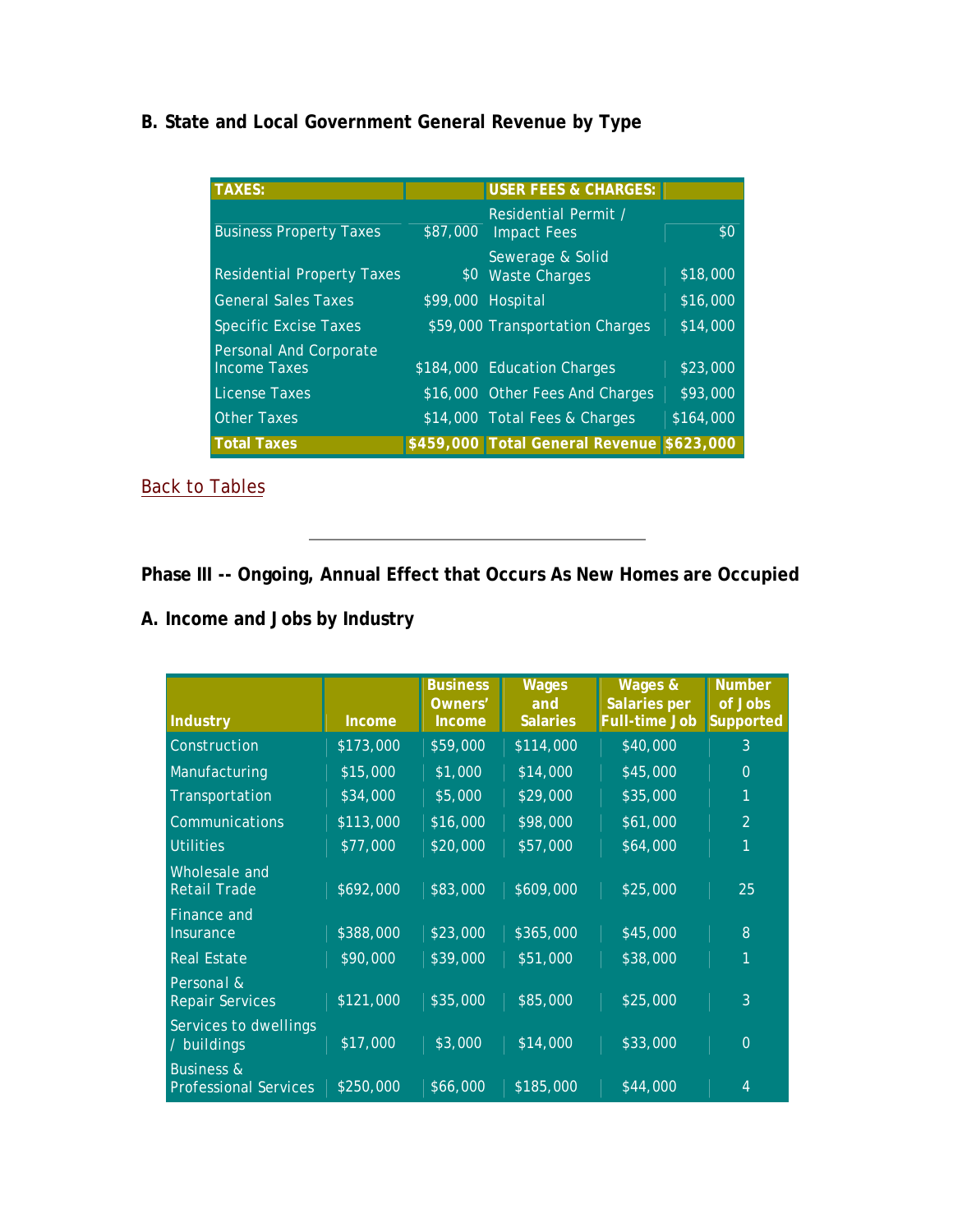**B. State and Local Government General Revenue by Type**

| TAXES: | | USER FEES & CHARGES: | |
|---|---|---|---|
| Business Property Taxes | $87,000 | Residential Permit / Impact Fees | $0 |
| Residential Property Taxes | $0 | Sewerage & Solid Waste Charges | $18,000 |
| General Sales Taxes | $99,000 | Hospital | $16,000 |
| Specific Excise Taxes | $59,000 | Transportation Charges | $14,000 |
| Personal And Corporate Income Taxes | $184,000 | Education Charges | $23,000 |
| License Taxes | $16,000 | Other Fees And Charges | $93,000 |
| Other Taxes | $14,000 | Total Fees & Charges | $164,000 |
| **Total Taxes** | **$459,000** | **Total General Revenue** | **$623,000** |

Back to Tables

---

**Phase III -- Ongoing, Annual Effect that Occurs As New Homes are Occupied**

**A. Income and Jobs by Industry**

| Industry | Income | Business Owners' Income | Wages and Salaries | Wages & Salaries per Full-time Job | Number of Jobs Supported |
|---|---|---|---|---|---|
| Construction | $173,000 | $59,000 | $114,000 | $40,000 | 3 |
| Manufacturing | $15,000 | $1,000 | $14,000 | $45,000 | 0 |
| Transportation | $34,000 | $5,000 | $29,000 | $35,000 | 1 |
| Communications | $113,000 | $16,000 | $98,000 | $61,000 | 2 |
| Utilities | $77,000 | $20,000 | $57,000 | $64,000 | 1 |
| Wholesale and Retail Trade | $692,000 | $83,000 | $609,000 | $25,000 | 25 |
| Finance and Insurance | $388,000 | $23,000 | $365,000 | $45,000 | 8 |
| Real Estate | $90,000 | $39,000 | $51,000 | $38,000 | 1 |
| Personal & Repair Services | $121,000 | $35,000 | $85,000 | $25,000 | 3 |
| Services to dwellings / buildings | $17,000 | $3,000 | $14,000 | $33,000 | 0 |
| Business & Professional Services | $250,000 | $66,000 | $185,000 | $44,000 | 4 |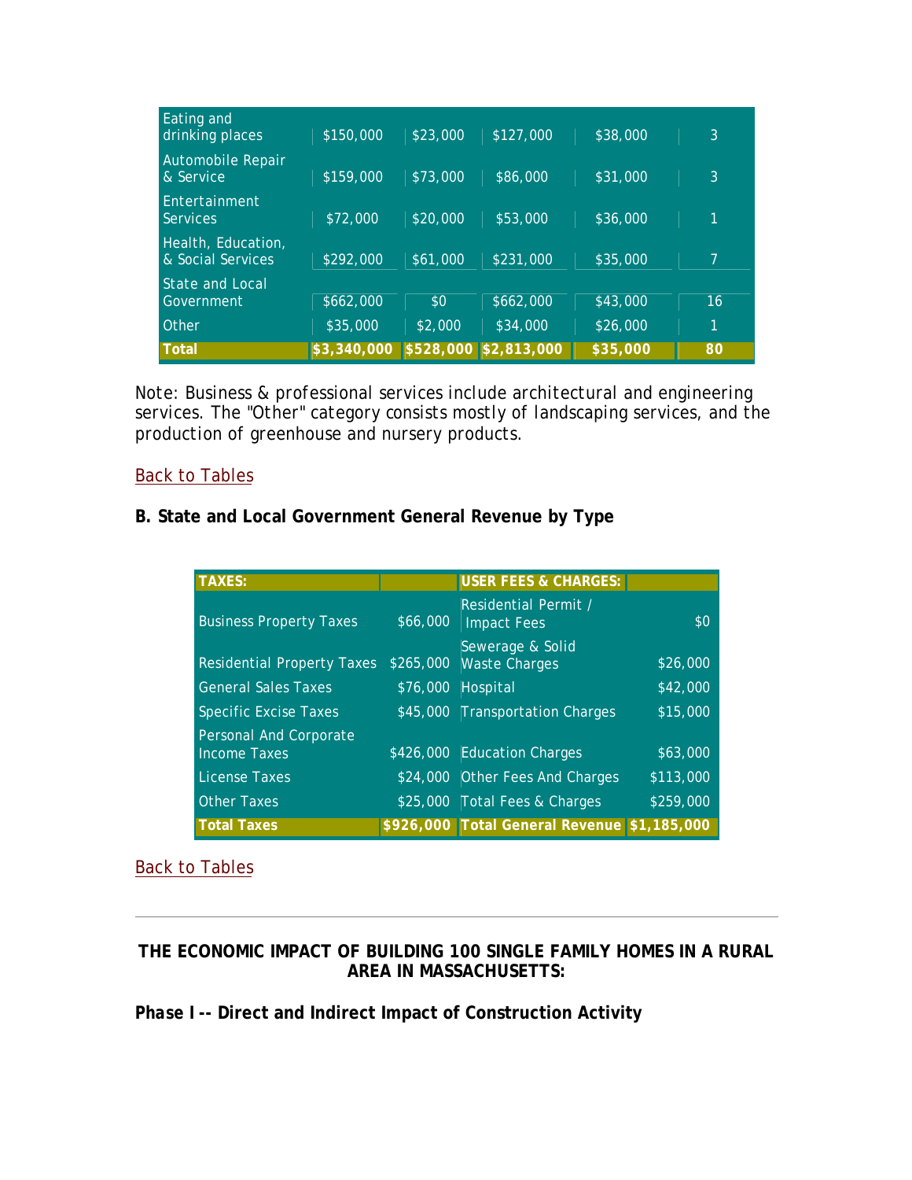| | | | | | |
|---|---|---|---|---|---|
| Eating and drinking places | $150,000 | $23,000 | $127,000 | $38,000 | 3 |
| Automobile Repair & Service | $159,000 | $73,000 | $86,000 | $31,000 | 3 |
| Entertainment Services | $72,000 | $20,000 | $53,000 | $36,000 | 1 |
| Health, Education, & Social Services | $292,000 | $61,000 | $231,000 | $35,000 | 7 |
| State and Local Government | $662,000 | $0 | $662,000 | $43,000 | 16 |
| Other | $35,000 | $2,000 | $34,000 | $26,000 | 1 |
| **Total** | **$3,340,000** | **$528,000** | **$2,813,000** | **$35,000** | **80** |

Note: Business & professional services include architectural and engineering services. The "Other" category consists mostly of landscaping services, and the production of greenhouse and nursery products.

Back to Tables

**B. State and Local Government General Revenue by Type**

| TAXES: | | USER FEES & CHARGES: | |
|---|---|---|---|
| Business Property Taxes | $66,000 | Residential Permit / Impact Fees | $0 |
| Residential Property Taxes | $265,000 | Sewerage & Solid Waste Charges | $26,000 |
| General Sales Taxes | $76,000 | Hospital | $42,000 |
| Specific Excise Taxes | $45,000 | Transportation Charges | $15,000 |
| Personal And Corporate Income Taxes | $426,000 | Education Charges | $63,000 |
| License Taxes | $24,000 | Other Fees And Charges | $113,000 |
| Other Taxes | $25,000 | Total Fees & Charges | $259,000 |
| **Total Taxes** | **$926,000** | **Total General Revenue** | **$1,185,000** |

Back to Tables

---

**THE ECONOMIC IMPACT OF BUILDING 100 SINGLE FAMILY HOMES IN A RURAL AREA IN MASSACHUSETTS:**

***Phase I -- Direct and Indirect Impact of Construction Activity***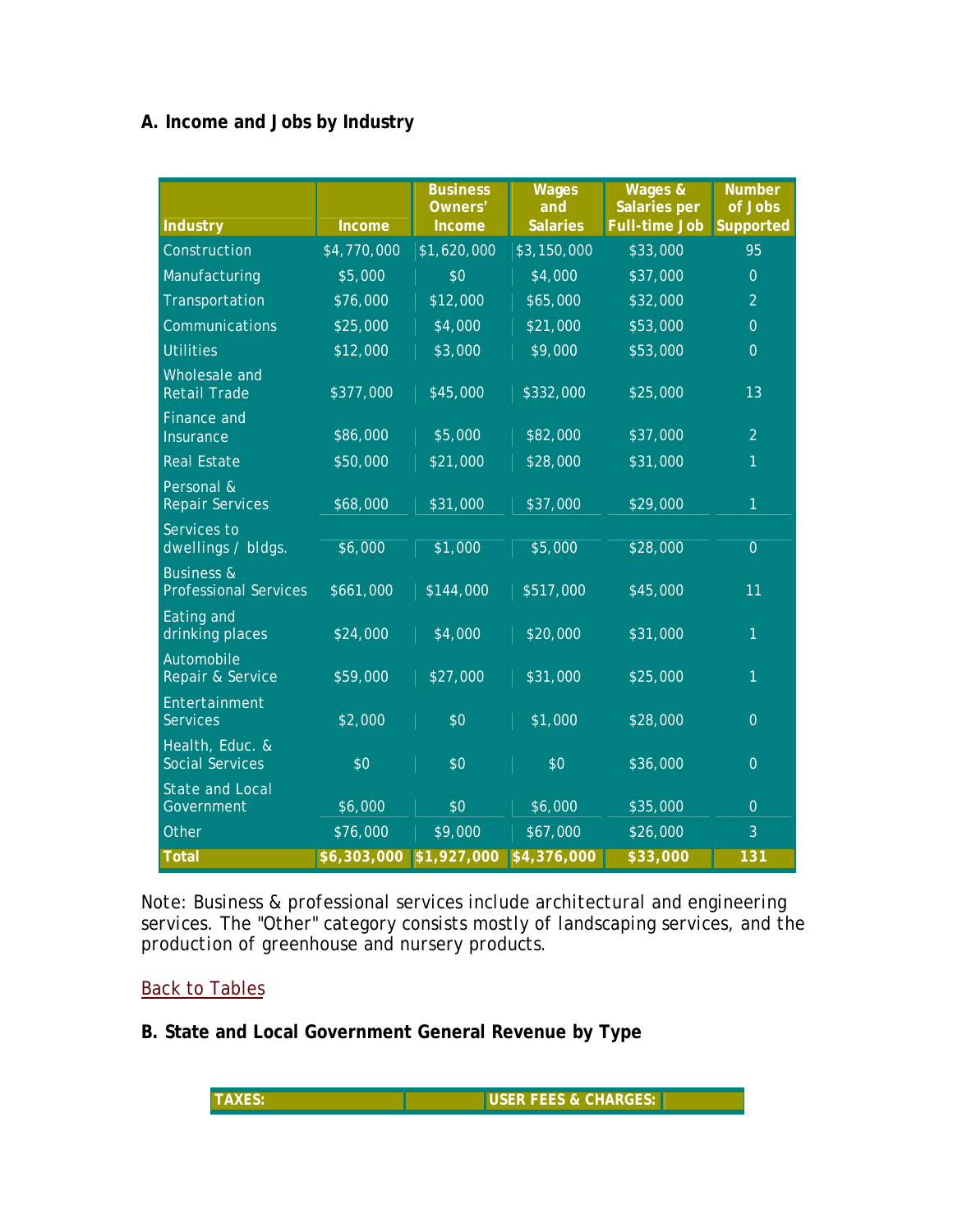### A. Income and Jobs by Industry

| Industry | Income | Business Owners' Income | Wages and Salaries | Wages & Salaries per Full-time Job | Number of Jobs Supported |
|---|---|---|---|---|---|
| Construction | $4,770,000 | $1,620,000 | $3,150,000 | $33,000 | 95 |
| Manufacturing | $5,000 | $0 | $4,000 | $37,000 | 0 |
| Transportation | $76,000 | $12,000 | $65,000 | $32,000 | 2 |
| Communications | $25,000 | $4,000 | $21,000 | $53,000 | 0 |
| Utilities | $12,000 | $3,000 | $9,000 | $53,000 | 0 |
| Wholesale and Retail Trade | $377,000 | $45,000 | $332,000 | $25,000 | 13 |
| Finance and Insurance | $86,000 | $5,000 | $82,000 | $37,000 | 2 |
| Real Estate | $50,000 | $21,000 | $28,000 | $31,000 | 1 |
| Personal & Repair Services | $68,000 | $31,000 | $37,000 | $29,000 | 1 |
| Services to dwellings / bldgs. | $6,000 | $1,000 | $5,000 | $28,000 | 0 |
| Business & Professional Services | $661,000 | $144,000 | $517,000 | $45,000 | 11 |
| Eating and drinking places | $24,000 | $4,000 | $20,000 | $31,000 | 1 |
| Automobile Repair & Service | $59,000 | $27,000 | $31,000 | $25,000 | 1 |
| Entertainment Services | $2,000 | $0 | $1,000 | $28,000 | 0 |
| Health, Educ. & Social Services | $0 | $0 | $0 | $36,000 | 0 |
| State and Local Government | $6,000 | $0 | $6,000 | $35,000 | 0 |
| Other | $76,000 | $9,000 | $67,000 | $26,000 | 3 |
| **Total** | **$6,303,000** | **$1,927,000** | **$4,376,000** | **$33,000** | **131** |

Note: Business & professional services include architectural and engineering services. The "Other" category consists mostly of landscaping services, and the production of greenhouse and nursery products.

Back to Tables

### B. State and Local Government General Revenue by Type

| TAXES: | | USER FEES & CHARGES: | |
|---|---|---|---|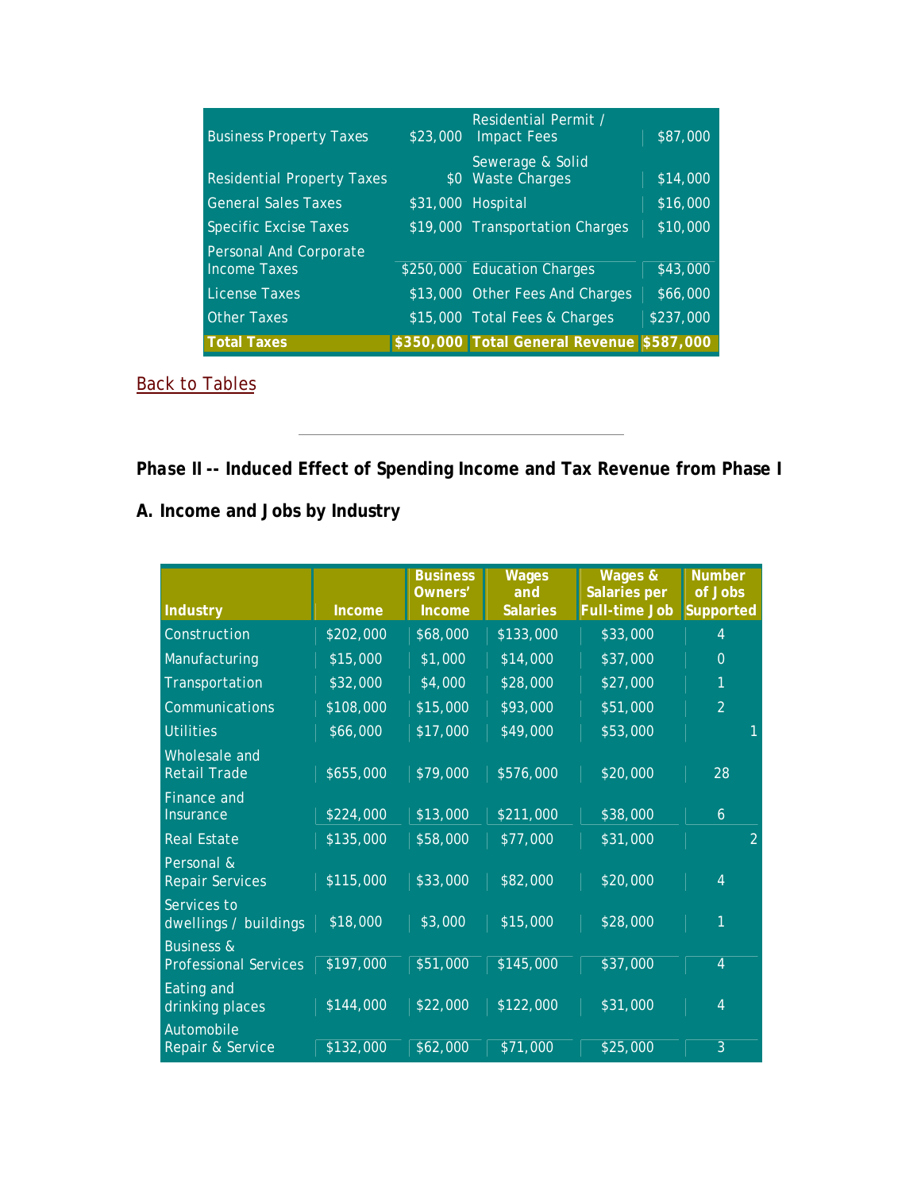| Business Property Taxes | $23,000 | Residential Permit / Impact Fees | $87,000 |
|---|---|---|---|
| Residential Property Taxes | $0 | Sewerage & Solid Waste Charges | $14,000 |
| General Sales Taxes | $31,000 | Hospital | $16,000 |
| Specific Excise Taxes | $19,000 | Transportation Charges | $10,000 |
| Personal And Corporate Income Taxes | $250,000 | Education Charges | $43,000 |
| License Taxes | $13,000 | Other Fees And Charges | $66,000 |
| Other Taxes | $15,000 | Total Fees & Charges | $237,000 |
| **Total Taxes** | **$350,000** | **Total General Revenue** | **$587,000** |

Back to Tables

---

**Phase II -- Induced Effect of Spending Income and Tax Revenue from Phase I**

**A. Income and Jobs by Industry**

| Industry | Income | Business Owners' Income | Wages and Salaries | Wages & Salaries per Full-time Job | Number of Jobs Supported |
|---|---|---|---|---|---|
| Construction | $202,000 | $68,000 | $133,000 | $33,000 | 4 |
| Manufacturing | $15,000 | $1,000 | $14,000 | $37,000 | 0 |
| Transportation | $32,000 | $4,000 | $28,000 | $27,000 | 1 |
| Communications | $108,000 | $15,000 | $93,000 | $51,000 | 2 |
| Utilities | $66,000 | $17,000 | $49,000 | $53,000 | 1 |
| Wholesale and Retail Trade | $655,000 | $79,000 | $576,000 | $20,000 | 28 |
| Finance and Insurance | $224,000 | $13,000 | $211,000 | $38,000 | 6 |
| Real Estate | $135,000 | $58,000 | $77,000 | $31,000 | 2 |
| Personal & Repair Services | $115,000 | $33,000 | $82,000 | $20,000 | 4 |
| Services to dwellings / buildings | $18,000 | $3,000 | $15,000 | $28,000 | 1 |
| Business & Professional Services | $197,000 | $51,000 | $145,000 | $37,000 | 4 |
| Eating and drinking places | $144,000 | $22,000 | $122,000 | $31,000 | 4 |
| Automobile Repair & Service | $132,000 | $62,000 | $71,000 | $25,000 | 3 |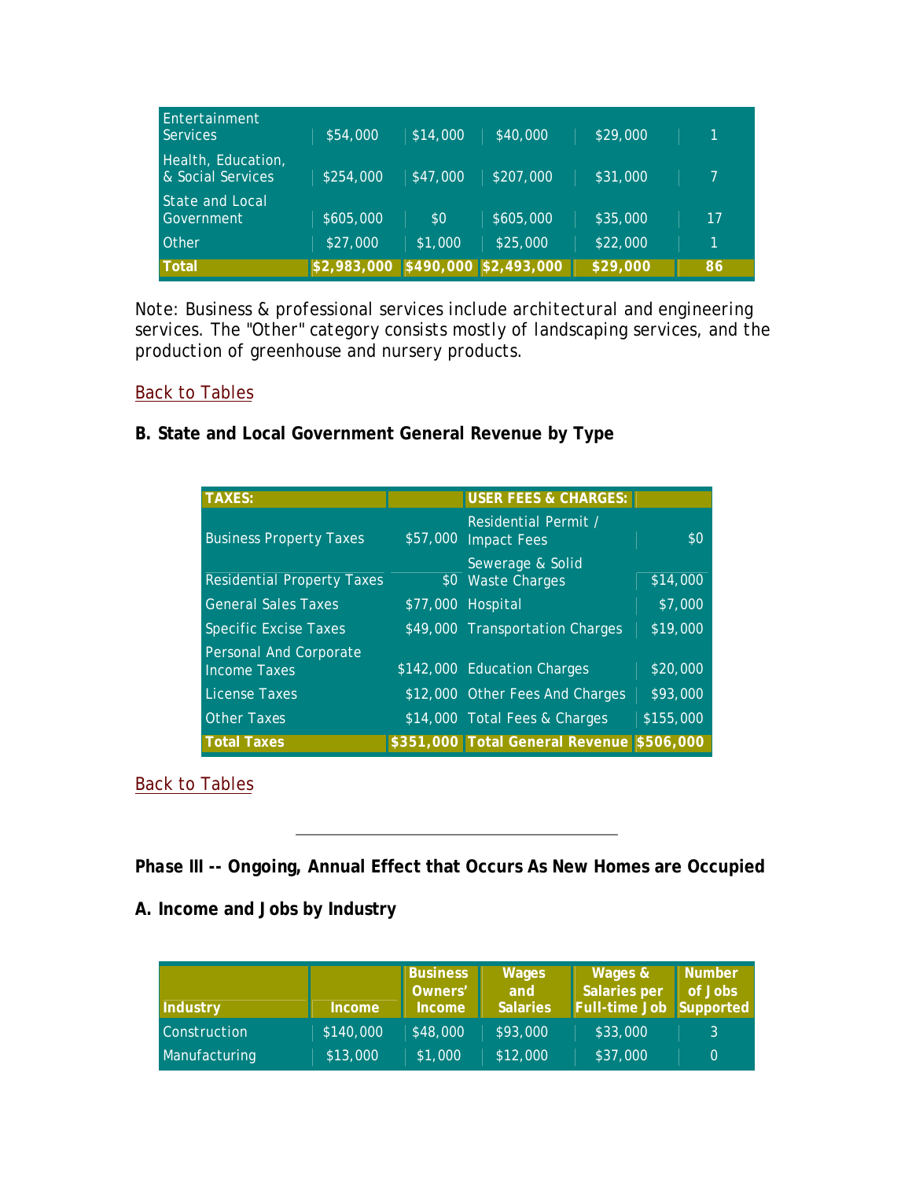| | | | | | |
|---|---|---|---|---|---|
| Entertainment Services | $54,000 | $14,000 | $40,000 | $29,000 | 1 |
| Health, Education, & Social Services | $254,000 | $47,000 | $207,000 | $31,000 | 7 |
| State and Local Government | $605,000 | $0 | $605,000 | $35,000 | 17 |
| Other | $27,000 | $1,000 | $25,000 | $22,000 | 1 |
| **Total** | **$2,983,000** | **$490,000** | **$2,493,000** | **$29,000** | **86** |

Note: Business & professional services include architectural and engineering services. The "Other" category consists mostly of landscaping services, and the production of greenhouse and nursery products.

Back to Tables

**B. State and Local Government General Revenue by Type**

| **TAXES:** | | **USER FEES & CHARGES:** | |
|---|---|---|---|
| Business Property Taxes | $57,000 | Residential Permit / Impact Fees | $0 |
| Residential Property Taxes | $0 | Sewerage & Solid Waste Charges | $14,000 |
| General Sales Taxes | $77,000 | Hospital | $7,000 |
| Specific Excise Taxes | $49,000 | Transportation Charges | $19,000 |
| Personal And Corporate Income Taxes | $142,000 | Education Charges | $20,000 |
| License Taxes | $12,000 | Other Fees And Charges | $93,000 |
| Other Taxes | $14,000 | Total Fees & Charges | $155,000 |
| **Total Taxes** | **$351,000** | **Total General Revenue** | **$506,000** |

Back to Tables

---

**Phase III -- Ongoing, Annual Effect that Occurs As New Homes are Occupied**

**A. Income and Jobs by Industry**

| Industry | Income | Business Owners' Income | Wages and Salaries | Wages & Salaries per Full-time Job | Number of Jobs Supported |
|---|---|---|---|---|---|
| Construction | $140,000 | $48,000 | $93,000 | $33,000 | 3 |
| Manufacturing | $13,000 | $1,000 | $12,000 | $37,000 | 0 |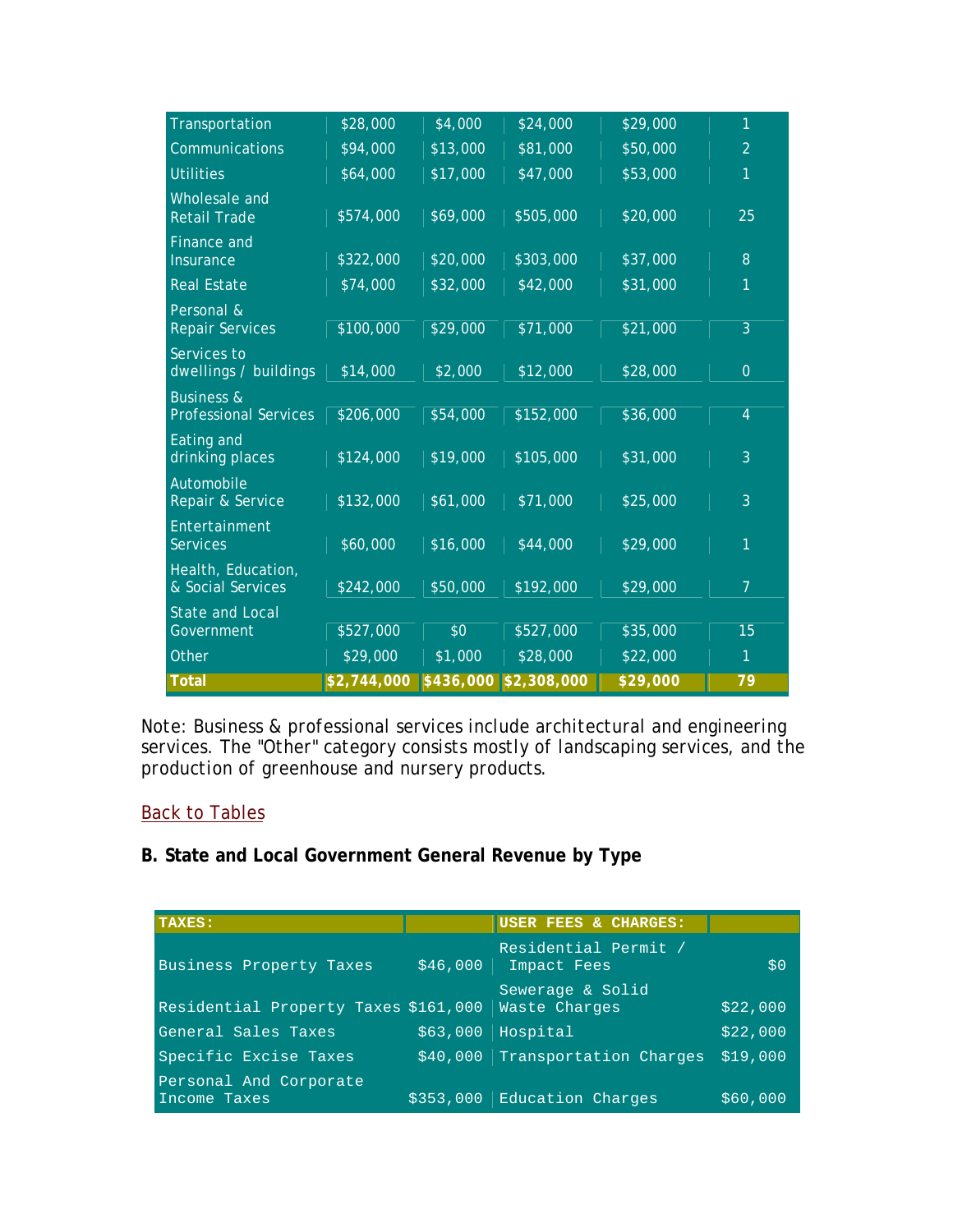| | | | | | |
|---|---|---|---|---|---|
| Transportation | $28,000 | $4,000 | $24,000 | $29,000 | 1 |
| Communications | $94,000 | $13,000 | $81,000 | $50,000 | 2 |
| Utilities | $64,000 | $17,000 | $47,000 | $53,000 | 1 |
| Wholesale and Retail Trade | $574,000 | $69,000 | $505,000 | $20,000 | 25 |
| Finance and Insurance | $322,000 | $20,000 | $303,000 | $37,000 | 8 |
| Real Estate | $74,000 | $32,000 | $42,000 | $31,000 | 1 |
| Personal & Repair Services | $100,000 | $29,000 | $71,000 | $21,000 | 3 |
| Services to dwellings / buildings | $14,000 | $2,000 | $12,000 | $28,000 | 0 |
| Business & Professional Services | $206,000 | $54,000 | $152,000 | $36,000 | 4 |
| Eating and drinking places | $124,000 | $19,000 | $105,000 | $31,000 | 3 |
| Automobile Repair & Service | $132,000 | $61,000 | $71,000 | $25,000 | 3 |
| Entertainment Services | $60,000 | $16,000 | $44,000 | $29,000 | 1 |
| Health, Education, & Social Services | $242,000 | $50,000 | $192,000 | $29,000 | 7 |
| State and Local Government | $527,000 | $0 | $527,000 | $35,000 | 15 |
| Other | $29,000 | $1,000 | $28,000 | $22,000 | 1 |
| **Total** | **$2,744,000** | **$436,000** | **$2,308,000** | **$29,000** | **79** |

Note: Business & professional services include architectural and engineering services. The "Other" category consists mostly of landscaping services, and the production of greenhouse and nursery products.

Back to Tables

### B. State and Local Government General Revenue by Type

| TAXES: | | USER FEES & CHARGES: | |
|---|---|---|---|
| Business Property Taxes | $46,000 | Residential Permit / Impact Fees | $0 |
| Residential Property Taxes | $161,000 | Sewerage & Solid Waste Charges | $22,000 |
| General Sales Taxes | $63,000 | Hospital | $22,000 |
| Specific Excise Taxes | $40,000 | Transportation Charges | $19,000 |
| Personal And Corporate Income Taxes | $353,000 | Education Charges | $60,000 |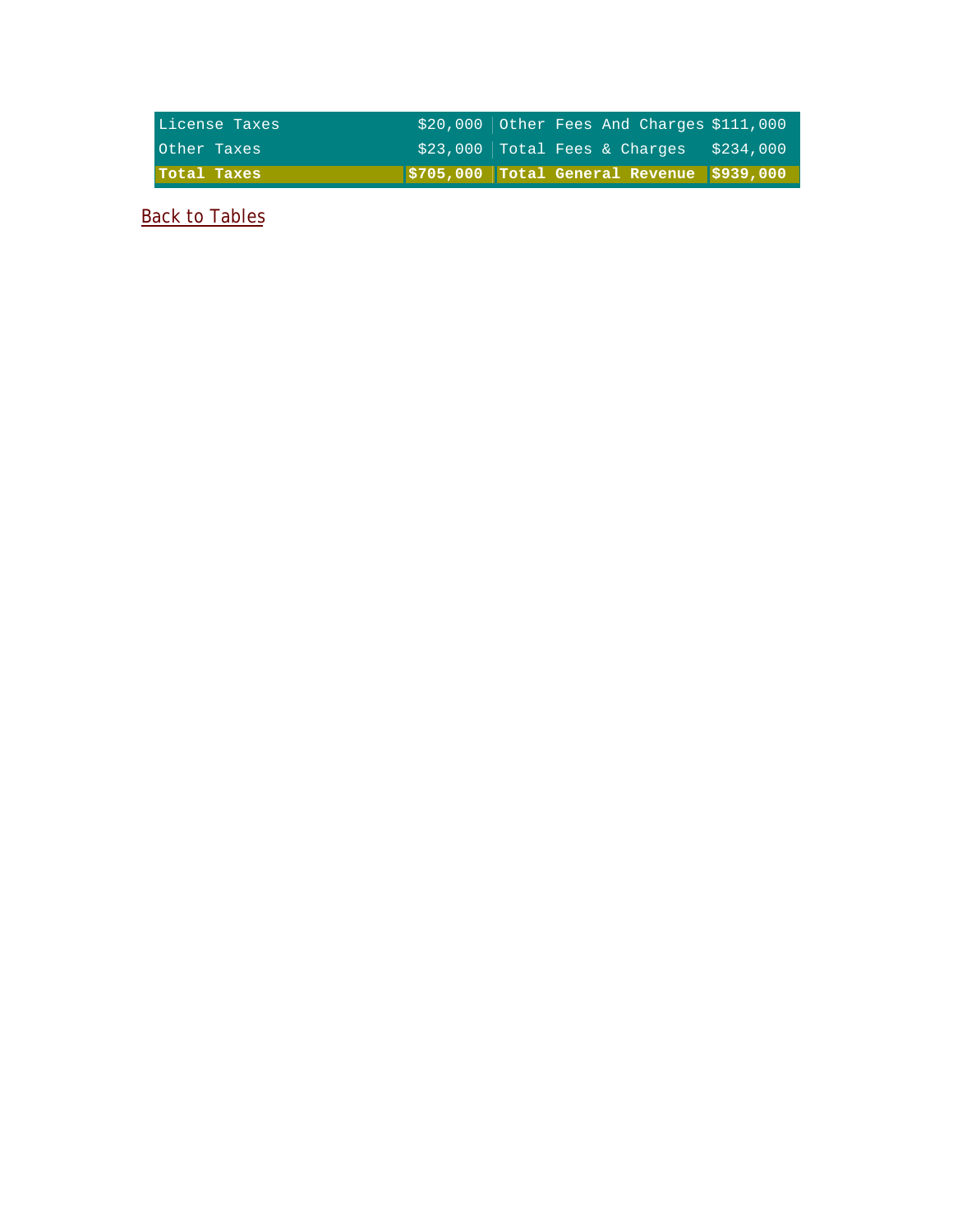| | | | |
|---|---|---|---|
| License Taxes | $20,000 | Other Fees And Charges | $111,000 |
| Other Taxes | $23,000 | Total Fees & Charges | $234,000 |
| **Total Taxes** | **$705,000** | **Total General Revenue** | **$939,000** |

Back to Tables